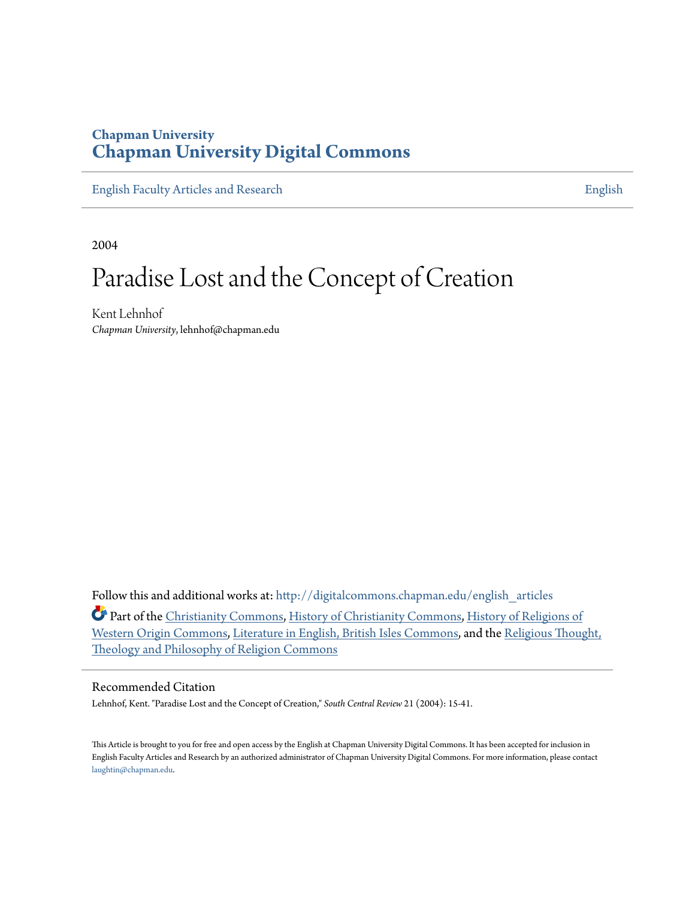Chapman University

# Chapman University Digital Commons

English Faculty Articles and Research | English

2004

# Paradise Lost and the Concept of Creation

Kent Lehnhof
*Chapman University*, lehnhof@chapman.edu

Follow this and additional works at: http://digitalcommons.chapman.edu/english_articles

Part of the Christianity Commons, History of Christianity Commons, History of Religions of Western Origin Commons, Literature in English, British Isles Commons, and the Religious Thought, Theology and Philosophy of Religion Commons

## Recommended Citation

Lehnhof, Kent. "Paradise Lost and the Concept of Creation," *South Central Review* 21 (2004): 15-41.

This Article is brought to you for free and open access by the English at Chapman University Digital Commons. It has been accepted for inclusion in English Faculty Articles and Research by an authorized administrator of Chapman University Digital Commons. For more information, please contact laughtin@chapman.edu.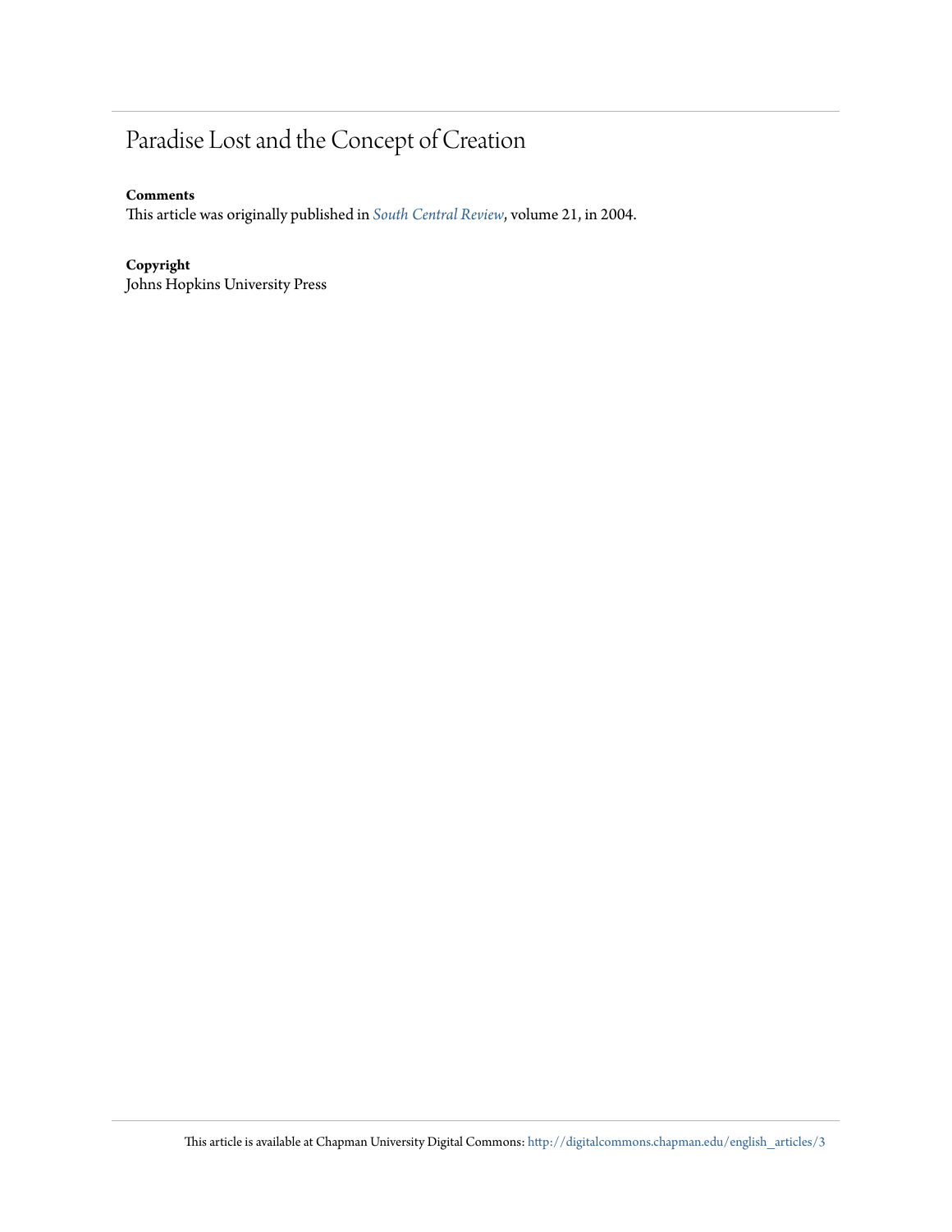# Paradise Lost and the Concept of Creation

**Comments**

This article was originally published in *South Central Review*, volume 21, in 2004.

**Copyright**

Johns Hopkins University Press

This article is available at Chapman University Digital Commons: http://digitalcommons.chapman.edu/english_articles/3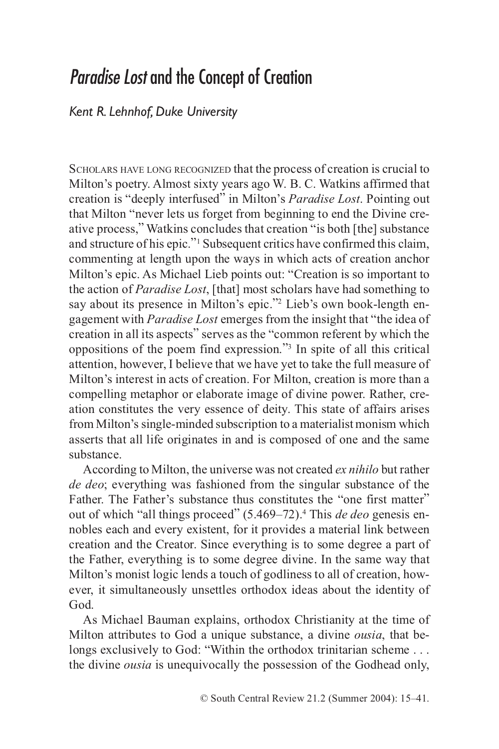# *Paradise Lost* and the Concept of Creation

*Kent R. Lehnhof, Duke University*

SCHOLARS HAVE LONG RECOGNIZED that the process of creation is crucial to Milton's poetry. Almost sixty years ago W. B. C. Watkins affirmed that creation is "deeply interfused" in Milton's *Paradise Lost*. Pointing out that Milton "never lets us forget from beginning to end the Divine creative process," Watkins concludes that creation "is both [the] substance and structure of his epic."[1] Subsequent critics have confirmed this claim, commenting at length upon the ways in which acts of creation anchor Milton's epic. As Michael Lieb points out: "Creation is so important to the action of *Paradise Lost*, [that] most scholars have had something to say about its presence in Milton's epic."[2] Lieb's own book-length engagement with *Paradise Lost* emerges from the insight that "the idea of creation in all its aspects" serves as the "common referent by which the oppositions of the poem find expression."[3] In spite of all this critical attention, however, I believe that we have yet to take the full measure of Milton's interest in acts of creation. For Milton, creation is more than a compelling metaphor or elaborate image of divine power. Rather, creation constitutes the very essence of deity. This state of affairs arises from Milton's single-minded subscription to a materialist monism which asserts that all life originates in and is composed of one and the same substance.

According to Milton, the universe was not created *ex nihilo* but rather *de deo*; everything was fashioned from the singular substance of the Father. The Father's substance thus constitutes the "one first matter" out of which "all things proceed" (5.469–72).[4] This *de deo* genesis ennobles each and every existent, for it provides a material link between creation and the Creator. Since everything is to some degree a part of the Father, everything is to some degree divine. In the same way that Milton's monist logic lends a touch of godliness to all of creation, however, it simultaneously unsettles orthodox ideas about the identity of God.

As Michael Bauman explains, orthodox Christianity at the time of Milton attributes to God a unique substance, a divine *ousia*, that belongs exclusively to God: "Within the orthodox trinitarian scheme . . . the divine *ousia* is unequivocally the possession of the Godhead only,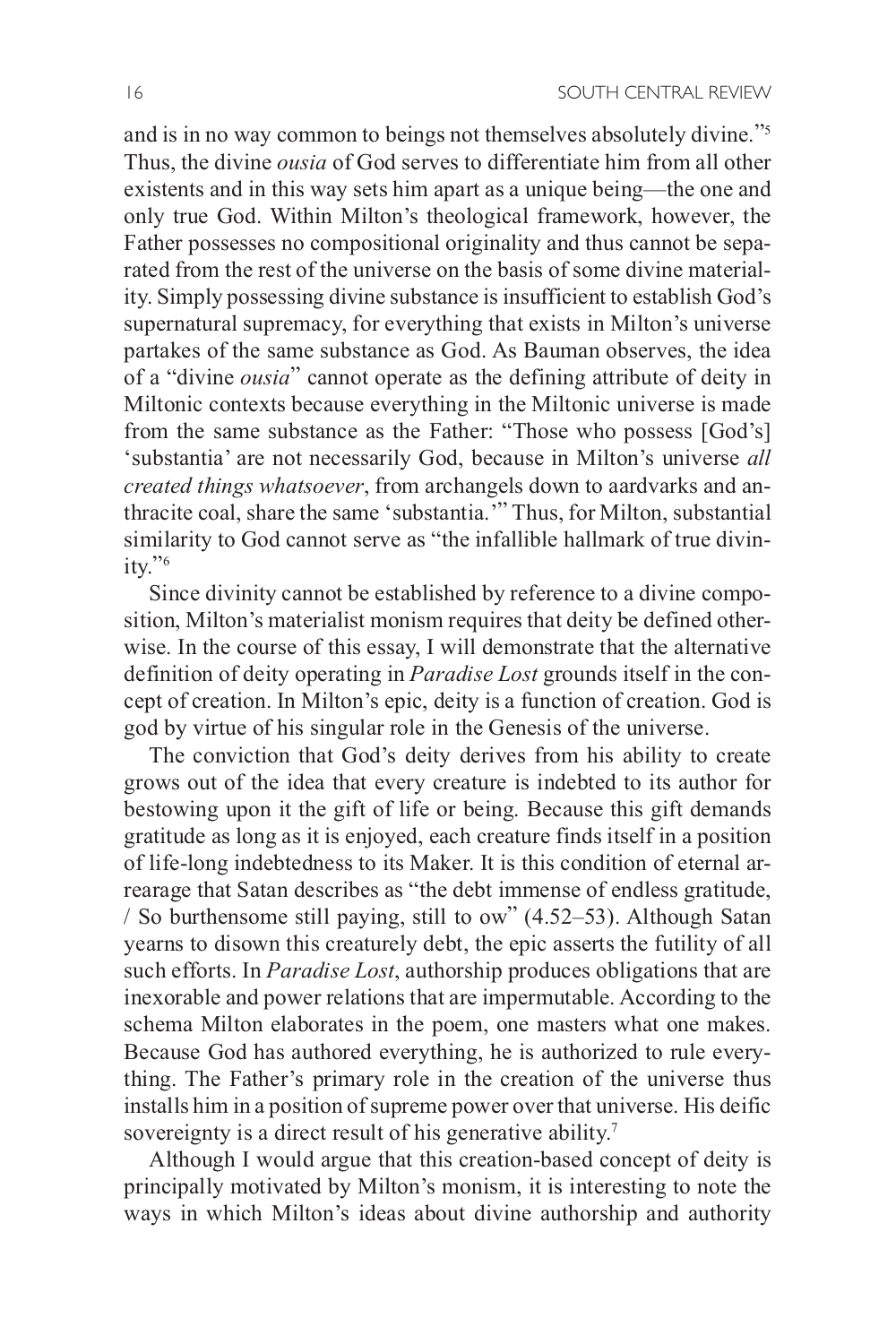and is in no way common to beings not themselves absolutely divine."[5] Thus, the divine *ousia* of God serves to differentiate him from all other existents and in this way sets him apart as a unique being—the one and only true God. Within Milton's theological framework, however, the Father possesses no compositional originality and thus cannot be separated from the rest of the universe on the basis of some divine materiality. Simply possessing divine substance is insufficient to establish God's supernatural supremacy, for everything that exists in Milton's universe partakes of the same substance as God. As Bauman observes, the idea of a "divine *ousia*" cannot operate as the defining attribute of deity in Miltonic contexts because everything in the Miltonic universe is made from the same substance as the Father: "Those who possess [God's] 'substantia' are not necessarily God, because in Milton's universe *all created things whatsoever*, from archangels down to aardvarks and anthracite coal, share the same 'substantia.'" Thus, for Milton, substantial similarity to God cannot serve as "the infallible hallmark of true divinity."[6]

Since divinity cannot be established by reference to a divine composition, Milton's materialist monism requires that deity be defined otherwise. In the course of this essay, I will demonstrate that the alternative definition of deity operating in *Paradise Lost* grounds itself in the concept of creation. In Milton's epic, deity is a function of creation. God is god by virtue of his singular role in the Genesis of the universe.

The conviction that God's deity derives from his ability to create grows out of the idea that every creature is indebted to its author for bestowing upon it the gift of life or being. Because this gift demands gratitude as long as it is enjoyed, each creature finds itself in a position of life-long indebtedness to its Maker. It is this condition of eternal arrearage that Satan describes as "the debt immense of endless gratitude, / So burthensome still paying, still to ow" (4.52–53). Although Satan yearns to disown this creaturely debt, the epic asserts the futility of all such efforts. In *Paradise Lost*, authorship produces obligations that are inexorable and power relations that are impermutable. According to the schema Milton elaborates in the poem, one masters what one makes. Because God has authored everything, he is authorized to rule everything. The Father's primary role in the creation of the universe thus installs him in a position of supreme power over that universe. His deific sovereignty is a direct result of his generative ability.[7]

Although I would argue that this creation-based concept of deity is principally motivated by Milton's monism, it is interesting to note the ways in which Milton's ideas about divine authorship and authority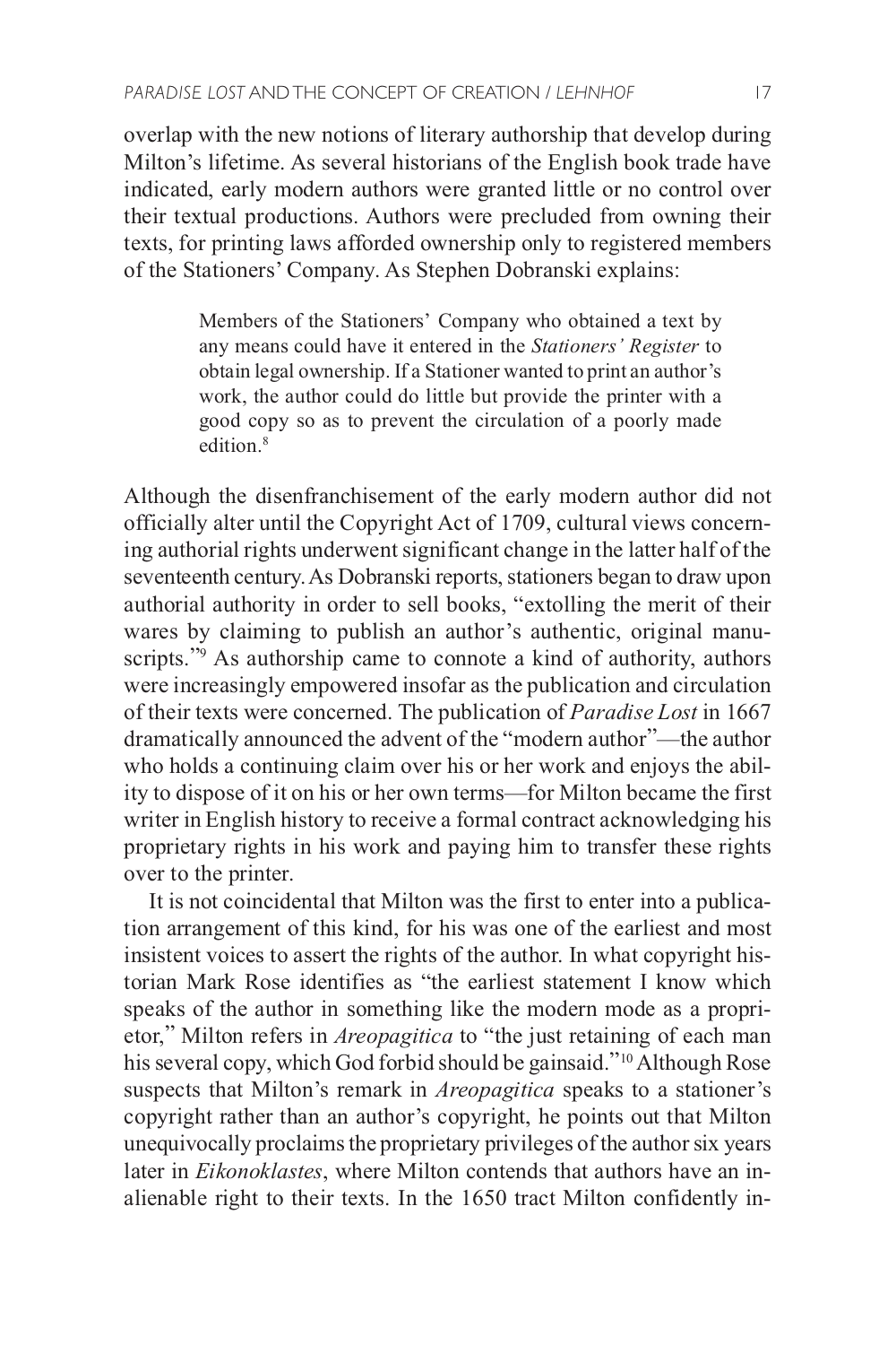overlap with the new notions of literary authorship that develop during Milton's lifetime. As several historians of the English book trade have indicated, early modern authors were granted little or no control over their textual productions. Authors were precluded from owning their texts, for printing laws afforded ownership only to registered members of the Stationers' Company. As Stephen Dobranski explains:

> Members of the Stationers' Company who obtained a text by any means could have it entered in the *Stationers' Register* to obtain legal ownership. If a Stationer wanted to print an author's work, the author could do little but provide the printer with a good copy so as to prevent the circulation of a poorly made edition.[8]

Although the disenfranchisement of the early modern author did not officially alter until the Copyright Act of 1709, cultural views concerning authorial rights underwent significant change in the latter half of the seventeenth century. As Dobranski reports, stationers began to draw upon authorial authority in order to sell books, "extolling the merit of their wares by claiming to publish an author's authentic, original manuscripts."[9] As authorship came to connote a kind of authority, authors were increasingly empowered insofar as the publication and circulation of their texts were concerned. The publication of *Paradise Lost* in 1667 dramatically announced the advent of the "modern author"—the author who holds a continuing claim over his or her work and enjoys the ability to dispose of it on his or her own terms—for Milton became the first writer in English history to receive a formal contract acknowledging his proprietary rights in his work and paying him to transfer these rights over to the printer.

It is not coincidental that Milton was the first to enter into a publication arrangement of this kind, for his was one of the earliest and most insistent voices to assert the rights of the author. In what copyright historian Mark Rose identifies as "the earliest statement I know which speaks of the author in something like the modern mode as a proprietor," Milton refers in *Areopagitica* to "the just retaining of each man his several copy, which God forbid should be gainsaid."[10] Although Rose suspects that Milton's remark in *Areopagitica* speaks to a stationer's copyright rather than an author's copyright, he points out that Milton unequivocally proclaims the proprietary privileges of the author six years later in *Eikonoklastes*, where Milton contends that authors have an inalienable right to their texts. In the 1650 tract Milton confidently in-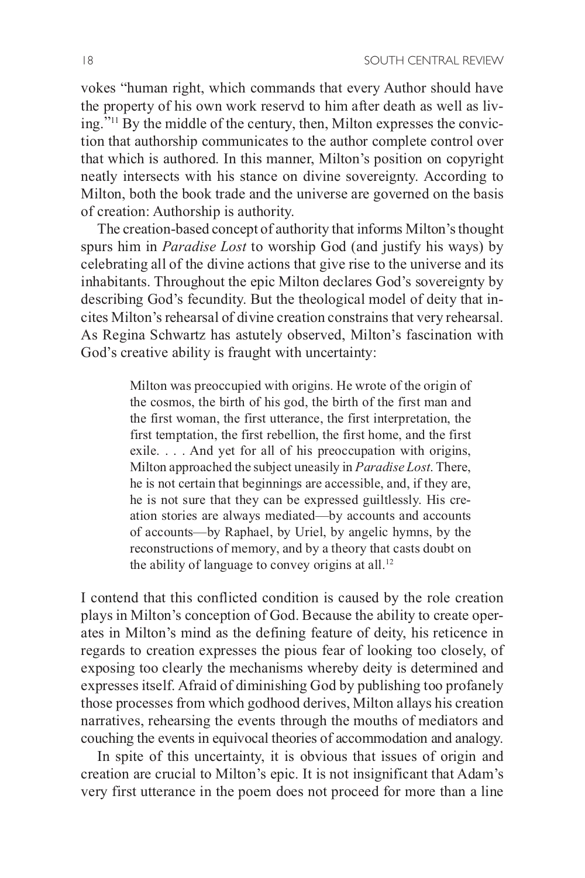vokes "human right, which commands that every Author should have the property of his own work reservd to him after death as well as living."[11] By the middle of the century, then, Milton expresses the conviction that authorship communicates to the author complete control over that which is authored. In this manner, Milton's position on copyright neatly intersects with his stance on divine sovereignty. According to Milton, both the book trade and the universe are governed on the basis of creation: Authorship is authority.

The creation-based concept of authority that informs Milton's thought spurs him in *Paradise Lost* to worship God (and justify his ways) by celebrating all of the divine actions that give rise to the universe and its inhabitants. Throughout the epic Milton declares God's sovereignty by describing God's fecundity. But the theological model of deity that incites Milton's rehearsal of divine creation constrains that very rehearsal. As Regina Schwartz has astutely observed, Milton's fascination with God's creative ability is fraught with uncertainty:

> Milton was preoccupied with origins. He wrote of the origin of the cosmos, the birth of his god, the birth of the first man and the first woman, the first utterance, the first interpretation, the first temptation, the first rebellion, the first home, and the first exile. . . . And yet for all of his preoccupation with origins, Milton approached the subject uneasily in *Paradise Lost*. There, he is not certain that beginnings are accessible, and, if they are, he is not sure that they can be expressed guiltlessly. His creation stories are always mediated—by accounts and accounts of accounts—by Raphael, by Uriel, by angelic hymns, by the reconstructions of memory, and by a theory that casts doubt on the ability of language to convey origins at all.[12]

I contend that this conflicted condition is caused by the role creation plays in Milton's conception of God. Because the ability to create operates in Milton's mind as the defining feature of deity, his reticence in regards to creation expresses the pious fear of looking too closely, of exposing too clearly the mechanisms whereby deity is determined and expresses itself. Afraid of diminishing God by publishing too profanely those processes from which godhood derives, Milton allays his creation narratives, rehearsing the events through the mouths of mediators and couching the events in equivocal theories of accommodation and analogy.

In spite of this uncertainty, it is obvious that issues of origin and creation are crucial to Milton's epic. It is not insignificant that Adam's very first utterance in the poem does not proceed for more than a line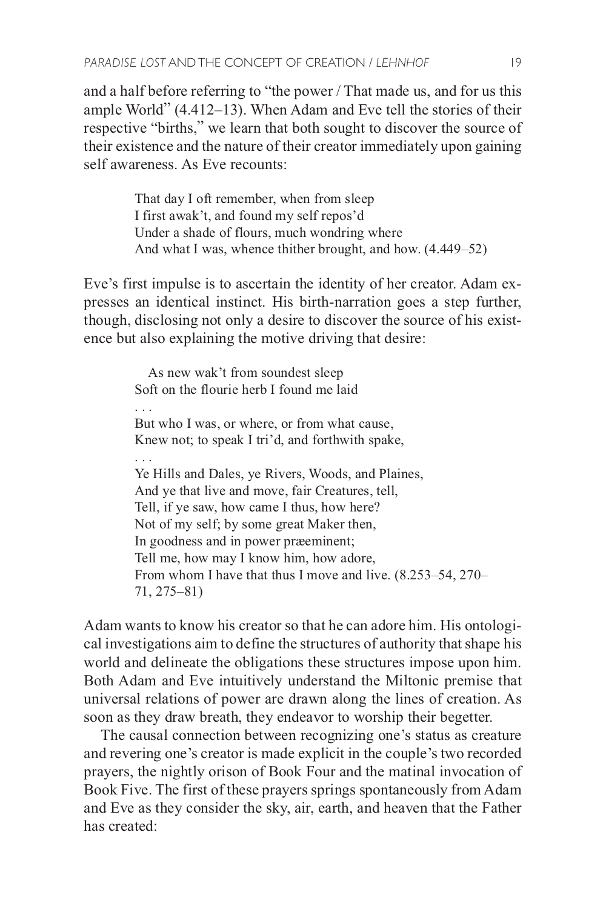and a half before referring to "the power / That made us, and for us this ample World" (4.412–13). When Adam and Eve tell the stories of their respective "births," we learn that both sought to discover the source of their existence and the nature of their creator immediately upon gaining self awareness. As Eve recounts:

> That day I oft remember, when from sleep
> I first awak't, and found my self repos'd
> Under a shade of flours, much wondring where
> And what I was, whence thither brought, and how. (4.449–52)

Eve's first impulse is to ascertain the identity of her creator. Adam expresses an identical instinct. His birth-narration goes a step further, though, disclosing not only a desire to discover the source of his existence but also explaining the motive driving that desire:

> As new wak't from soundest sleep
> Soft on the flourie herb I found me laid
> . . .
> But who I was, or where, or from what cause,
> Knew not; to speak I tri'd, and forthwith spake,
> . . .
> Ye Hills and Dales, ye Rivers, Woods, and Plaines,
> And ye that live and move, fair Creatures, tell,
> Tell, if ye saw, how came I thus, how here?
> Not of my self; by some great Maker then,
> In goodness and in power præeminent;
> Tell me, how may I know him, how adore,
> From whom I have that thus I move and live. (8.253–54, 270–71, 275–81)

Adam wants to know his creator so that he can adore him. His ontological investigations aim to define the structures of authority that shape his world and delineate the obligations these structures impose upon him. Both Adam and Eve intuitively understand the Miltonic premise that universal relations of power are drawn along the lines of creation. As soon as they draw breath, they endeavor to worship their begetter.

The causal connection between recognizing one's status as creature and revering one's creator is made explicit in the couple's two recorded prayers, the nightly orison of Book Four and the matinal invocation of Book Five. The first of these prayers springs spontaneously from Adam and Eve as they consider the sky, air, earth, and heaven that the Father has created: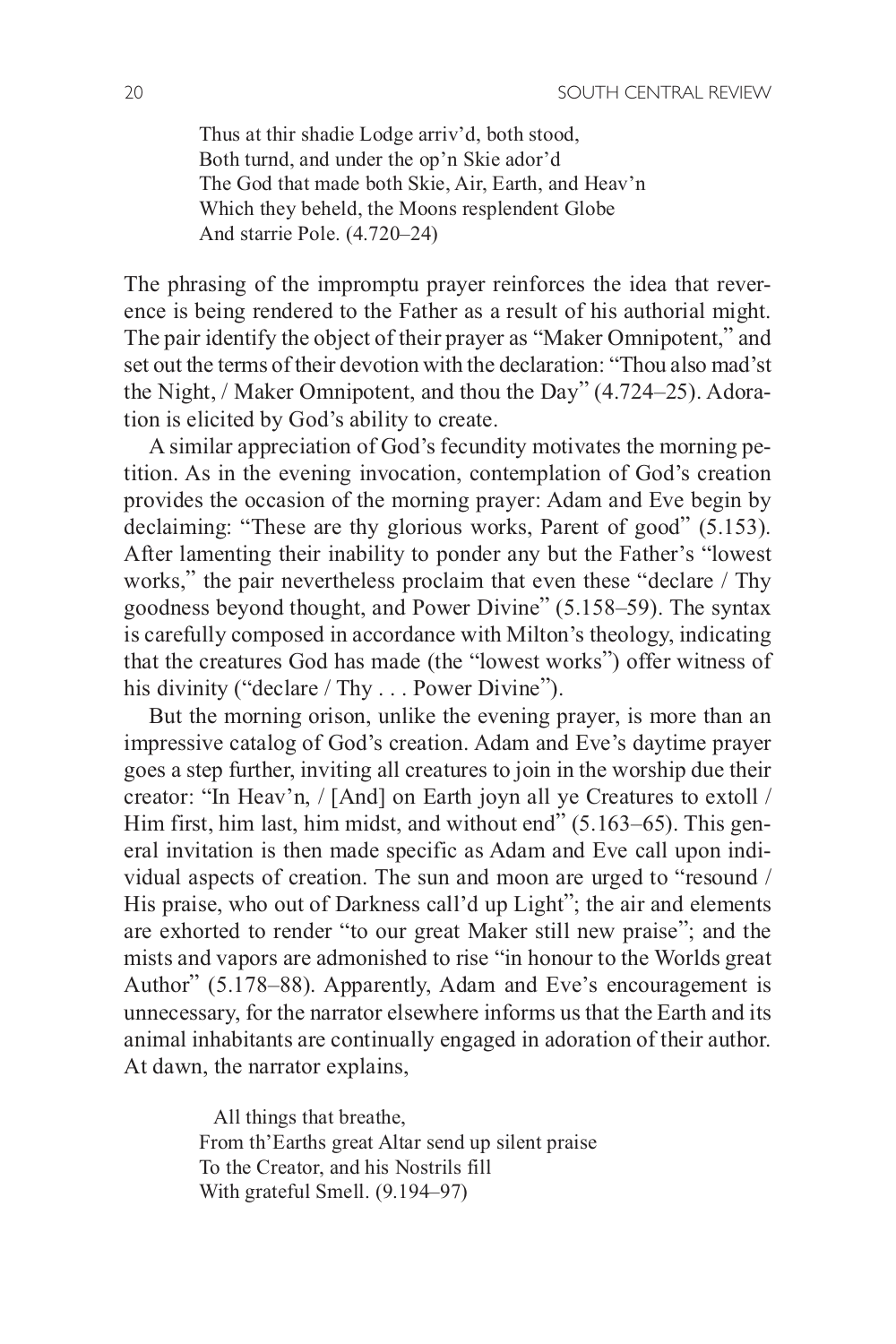> Thus at thir shadie Lodge arriv'd, both stood,
> Both turnd, and under the op'n Skie ador'd
> The God that made both Skie, Air, Earth, and Heav'n
> Which they beheld, the Moons resplendent Globe
> And starrie Pole. (4.720–24)

The phrasing of the impromptu prayer reinforces the idea that reverence is being rendered to the Father as a result of his authorial might. The pair identify the object of their prayer as "Maker Omnipotent," and set out the terms of their devotion with the declaration: "Thou also mad'st the Night, / Maker Omnipotent, and thou the Day" (4.724–25). Adoration is elicited by God's ability to create.

A similar appreciation of God's fecundity motivates the morning petition. As in the evening invocation, contemplation of God's creation provides the occasion of the morning prayer: Adam and Eve begin by declaiming: "These are thy glorious works, Parent of good" (5.153). After lamenting their inability to ponder any but the Father's "lowest works," the pair nevertheless proclaim that even these "declare / Thy goodness beyond thought, and Power Divine" (5.158–59). The syntax is carefully composed in accordance with Milton's theology, indicating that the creatures God has made (the "lowest works") offer witness of his divinity ("declare / Thy . . . Power Divine").

But the morning orison, unlike the evening prayer, is more than an impressive catalog of God's creation. Adam and Eve's daytime prayer goes a step further, inviting all creatures to join in the worship due their creator: "In Heav'n, / [And] on Earth joyn all ye Creatures to extoll / Him first, him last, him midst, and without end" (5.163–65). This general invitation is then made specific as Adam and Eve call upon individual aspects of creation. The sun and moon are urged to "resound / His praise, who out of Darkness call'd up Light"; the air and elements are exhorted to render "to our great Maker still new praise"; and the mists and vapors are admonished to rise "in honour to the Worlds great Author" (5.178–88). Apparently, Adam and Eve's encouragement is unnecessary, for the narrator elsewhere informs us that the Earth and its animal inhabitants are continually engaged in adoration of their author. At dawn, the narrator explains,

> All things that breathe,
> From th'Earths great Altar send up silent praise
> To the Creator, and his Nostrils fill
> With grateful Smell. (9.194–97)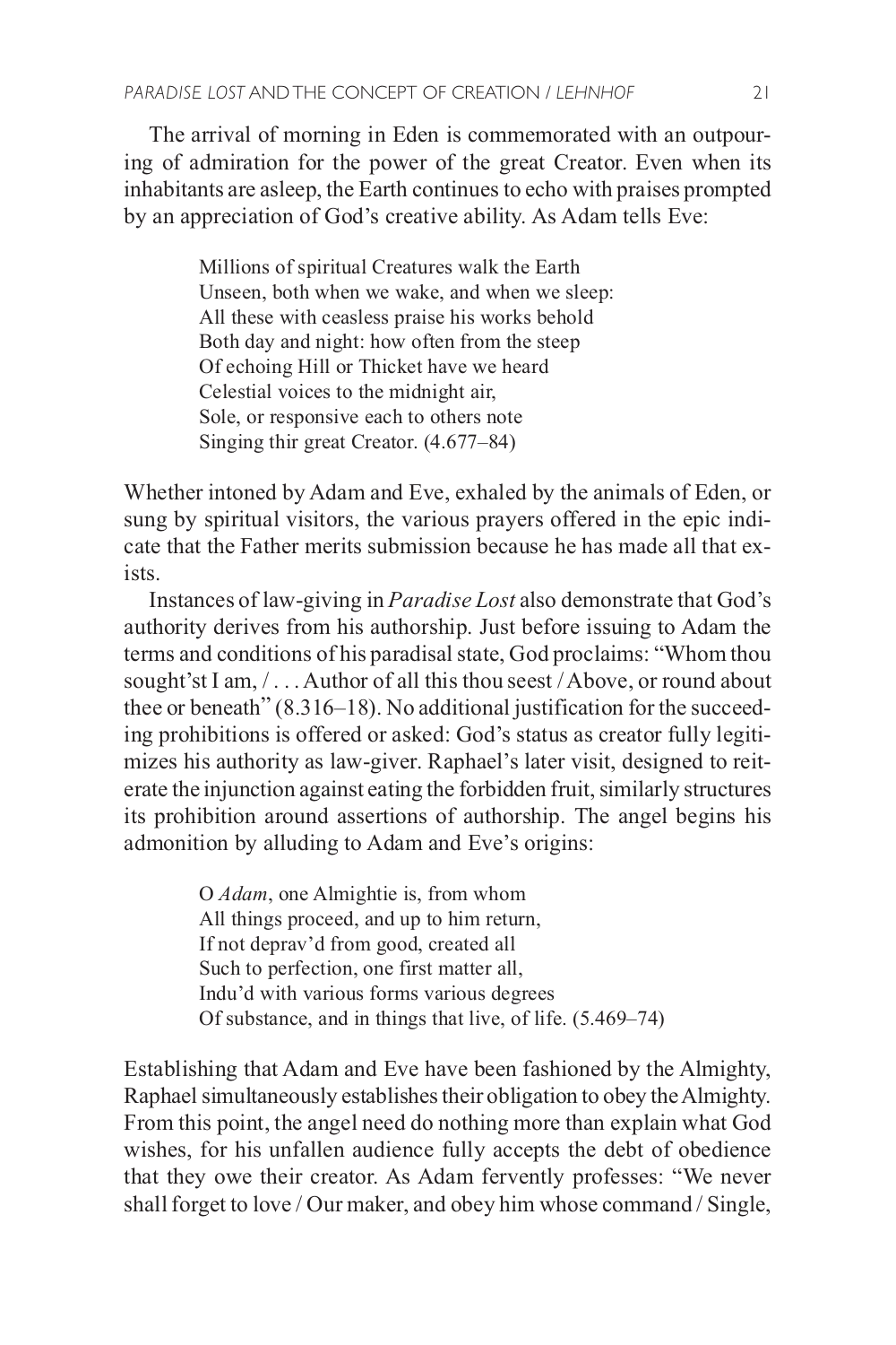The arrival of morning in Eden is commemorated with an outpouring of admiration for the power of the great Creator. Even when its inhabitants are asleep, the Earth continues to echo with praises prompted by an appreciation of God's creative ability. As Adam tells Eve:

> Millions of spiritual Creatures walk the Earth
> Unseen, both when we wake, and when we sleep:
> All these with ceasless praise his works behold
> Both day and night: how often from the steep
> Of echoing Hill or Thicket have we heard
> Celestial voices to the midnight air,
> Sole, or responsive each to others note
> Singing thir great Creator. (4.677–84)

Whether intoned by Adam and Eve, exhaled by the animals of Eden, or sung by spiritual visitors, the various prayers offered in the epic indicate that the Father merits submission because he has made all that exists.

Instances of law-giving in *Paradise Lost* also demonstrate that God's authority derives from his authorship. Just before issuing to Adam the terms and conditions of his paradisal state, God proclaims: "Whom thou sought'st I am, / . . . Author of all this thou seest / Above, or round about thee or beneath" (8.316–18). No additional justification for the succeeding prohibitions is offered or asked: God's status as creator fully legitimizes his authority as law-giver. Raphael's later visit, designed to reiterate the injunction against eating the forbidden fruit, similarly structures its prohibition around assertions of authorship. The angel begins his admonition by alluding to Adam and Eve's origins:

> O *Adam*, one Almightie is, from whom
> All things proceed, and up to him return,
> If not deprav'd from good, created all
> Such to perfection, one first matter all,
> Indu'd with various forms various degrees
> Of substance, and in things that live, of life. (5.469–74)

Establishing that Adam and Eve have been fashioned by the Almighty, Raphael simultaneously establishes their obligation to obey the Almighty. From this point, the angel need do nothing more than explain what God wishes, for his unfallen audience fully accepts the debt of obedience that they owe their creator. As Adam fervently professes: "We never shall forget to love / Our maker, and obey him whose command / Single,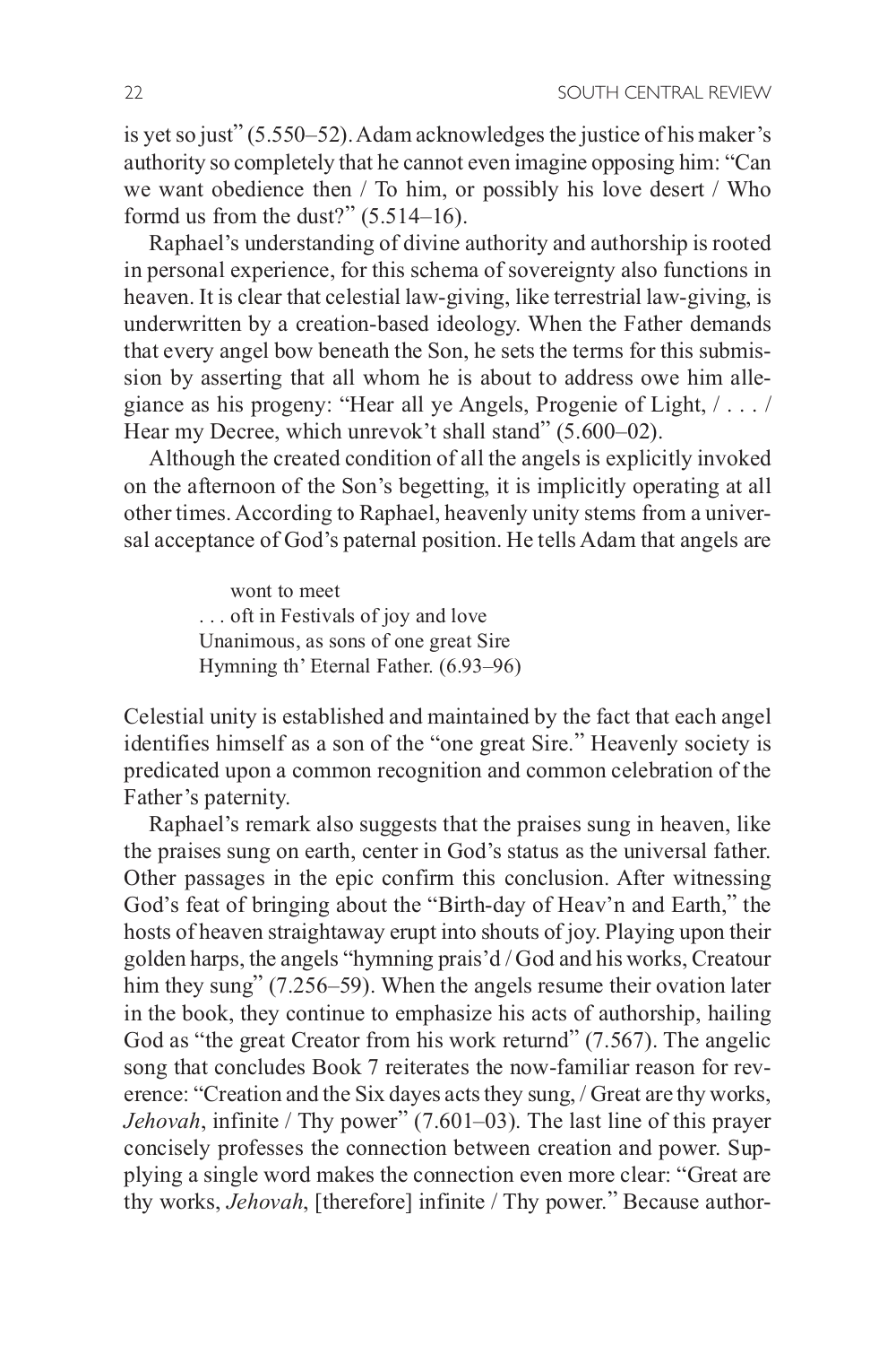is yet so just" (5.550–52). Adam acknowledges the justice of his maker's authority so completely that he cannot even imagine opposing him: "Can we want obedience then / To him, or possibly his love desert / Who formd us from the dust?" (5.514–16).

Raphael's understanding of divine authority and authorship is rooted in personal experience, for this schema of sovereignty also functions in heaven. It is clear that celestial law-giving, like terrestrial law-giving, is underwritten by a creation-based ideology. When the Father demands that every angel bow beneath the Son, he sets the terms for this submission by asserting that all whom he is about to address owe him allegiance as his progeny: "Hear all ye Angels, Progenie of Light, / . . . / Hear my Decree, which unrevok't shall stand" (5.600–02).

Although the created condition of all the angels is explicitly invoked on the afternoon of the Son's begetting, it is implicitly operating at all other times. According to Raphael, heavenly unity stems from a universal acceptance of God's paternal position. He tells Adam that angels are

> wont to meet
> . . . oft in Festivals of joy and love
> Unanimous, as sons of one great Sire
> Hymning th' Eternal Father. (6.93–96)

Celestial unity is established and maintained by the fact that each angel identifies himself as a son of the "one great Sire." Heavenly society is predicated upon a common recognition and common celebration of the Father's paternity.

Raphael's remark also suggests that the praises sung in heaven, like the praises sung on earth, center in God's status as the universal father. Other passages in the epic confirm this conclusion. After witnessing God's feat of bringing about the "Birth-day of Heav'n and Earth," the hosts of heaven straightaway erupt into shouts of joy. Playing upon their golden harps, the angels "hymning prais'd / God and his works, Creatour him they sung" (7.256–59). When the angels resume their ovation later in the book, they continue to emphasize his acts of authorship, hailing God as "the great Creator from his work returnd" (7.567). The angelic song that concludes Book 7 reiterates the now-familiar reason for reverence: "Creation and the Six dayes acts they sung, / Great are thy works, *Jehovah*, infinite / Thy power" (7.601–03). The last line of this prayer concisely professes the connection between creation and power. Supplying a single word makes the connection even more clear: "Great are thy works, *Jehovah*, [therefore] infinite / Thy power." Because author-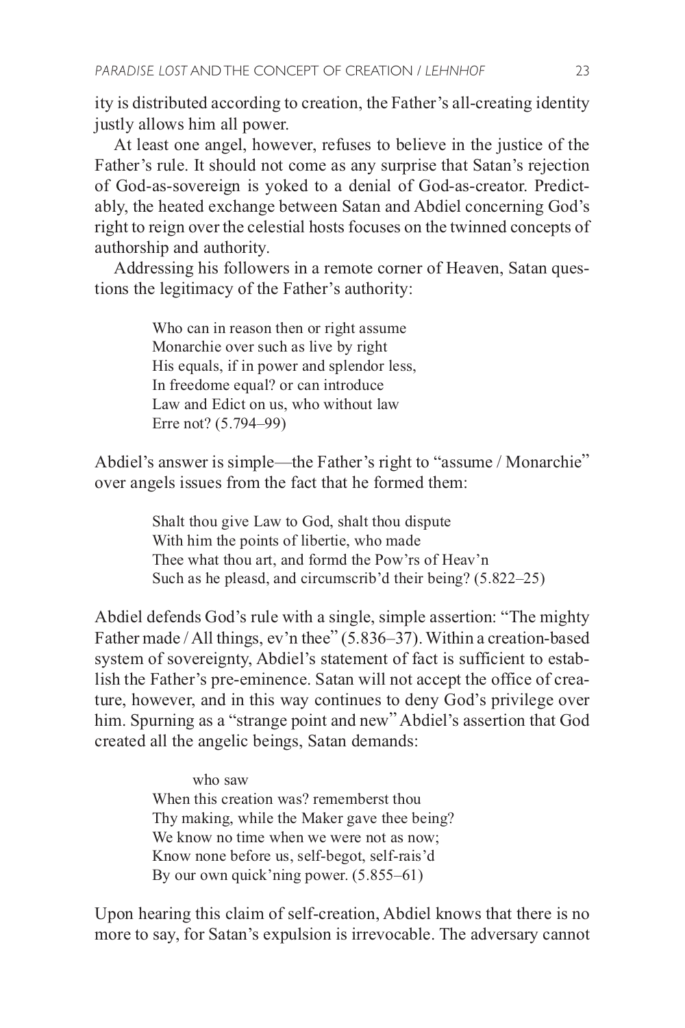ity is distributed according to creation, the Father's all-creating identity justly allows him all power.

At least one angel, however, refuses to believe in the justice of the Father's rule. It should not come as any surprise that Satan's rejection of God-as-sovereign is yoked to a denial of God-as-creator. Predictably, the heated exchange between Satan and Abdiel concerning God's right to reign over the celestial hosts focuses on the twinned concepts of authorship and authority.

Addressing his followers in a remote corner of Heaven, Satan questions the legitimacy of the Father's authority:

> Who can in reason then or right assume  
> Monarchie over such as live by right  
> His equals, if in power and splendor less,  
> In freedome equal? or can introduce  
> Law and Edict on us, who without law  
> Erre not? (5.794–99)

Abdiel's answer is simple—the Father's right to "assume / Monarchie" over angels issues from the fact that he formed them:

> Shalt thou give Law to God, shalt thou dispute  
> With him the points of libertie, who made  
> Thee what thou art, and formd the Pow'rs of Heav'n  
> Such as he pleasd, and circumscrib'd their being? (5.822–25)

Abdiel defends God's rule with a single, simple assertion: "The mighty Father made / All things, ev'n thee" (5.836–37). Within a creation-based system of sovereignty, Abdiel's statement of fact is sufficient to establish the Father's pre-eminence. Satan will not accept the office of creature, however, and in this way continues to deny God's privilege over him. Spurning as a "strange point and new" Abdiel's assertion that God created all the angelic beings, Satan demands:

> who saw  
> When this creation was? rememberst thou  
> Thy making, while the Maker gave thee being?  
> We know no time when we were not as now;  
> Know none before us, self-begot, self-rais'd  
> By our own quick'ning power. (5.855–61)

Upon hearing this claim of self-creation, Abdiel knows that there is no more to say, for Satan's expulsion is irrevocable. The adversary cannot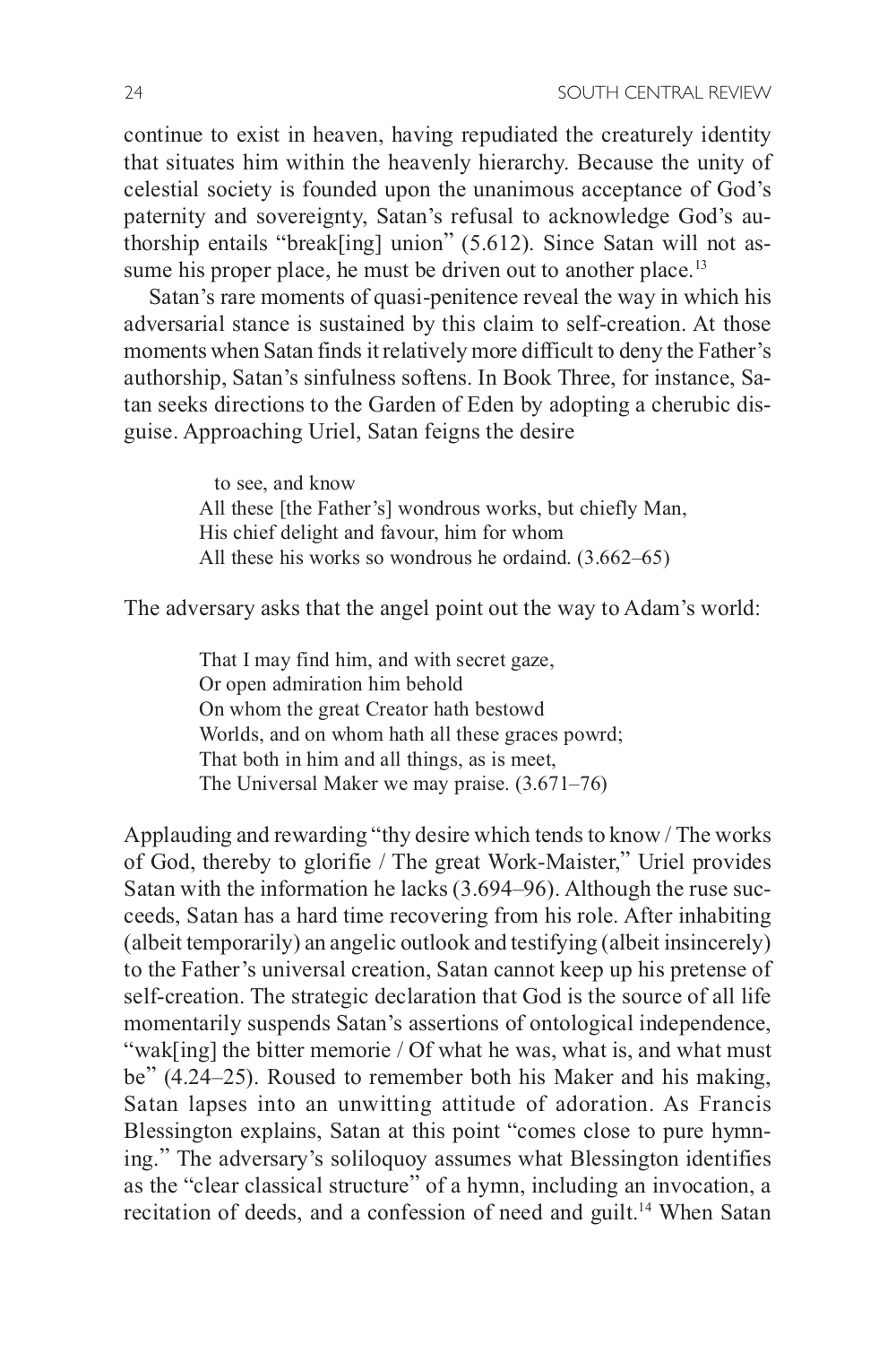continue to exist in heaven, having repudiated the creaturely identity that situates him within the heavenly hierarchy. Because the unity of celestial society is founded upon the unanimous acceptance of God's paternity and sovereignty, Satan's refusal to acknowledge God's authorship entails "break[ing] union" (5.612). Since Satan will not assume his proper place, he must be driven out to another place.[13]

Satan's rare moments of quasi-penitence reveal the way in which his adversarial stance is sustained by this claim to self-creation. At those moments when Satan finds it relatively more difficult to deny the Father's authorship, Satan's sinfulness softens. In Book Three, for instance, Satan seeks directions to the Garden of Eden by adopting a cherubic disguise. Approaching Uriel, Satan feigns the desire

> to see, and know
> All these [the Father's] wondrous works, but chiefly Man,
> His chief delight and favour, him for whom
> All these his works so wondrous he ordaind. (3.662–65)

The adversary asks that the angel point out the way to Adam's world:

> That I may find him, and with secret gaze,
> Or open admiration him behold
> On whom the great Creator hath bestowd
> Worlds, and on whom hath all these graces powrd;
> That both in him and all things, as is meet,
> The Universal Maker we may praise. (3.671–76)

Applauding and rewarding "thy desire which tends to know / The works of God, thereby to glorifie / The great Work-Maister," Uriel provides Satan with the information he lacks (3.694–96). Although the ruse succeeds, Satan has a hard time recovering from his role. After inhabiting (albeit temporarily) an angelic outlook and testifying (albeit insincerely) to the Father's universal creation, Satan cannot keep up his pretense of self-creation. The strategic declaration that God is the source of all life momentarily suspends Satan's assertions of ontological independence, "wak[ing] the bitter memorie / Of what he was, what is, and what must be" (4.24–25). Roused to remember both his Maker and his making, Satan lapses into an unwitting attitude of adoration. As Francis Blessington explains, Satan at this point "comes close to pure hymning." The adversary's soliloquoy assumes what Blessington identifies as the "clear classical structure" of a hymn, including an invocation, a recitation of deeds, and a confession of need and guilt.[14] When Satan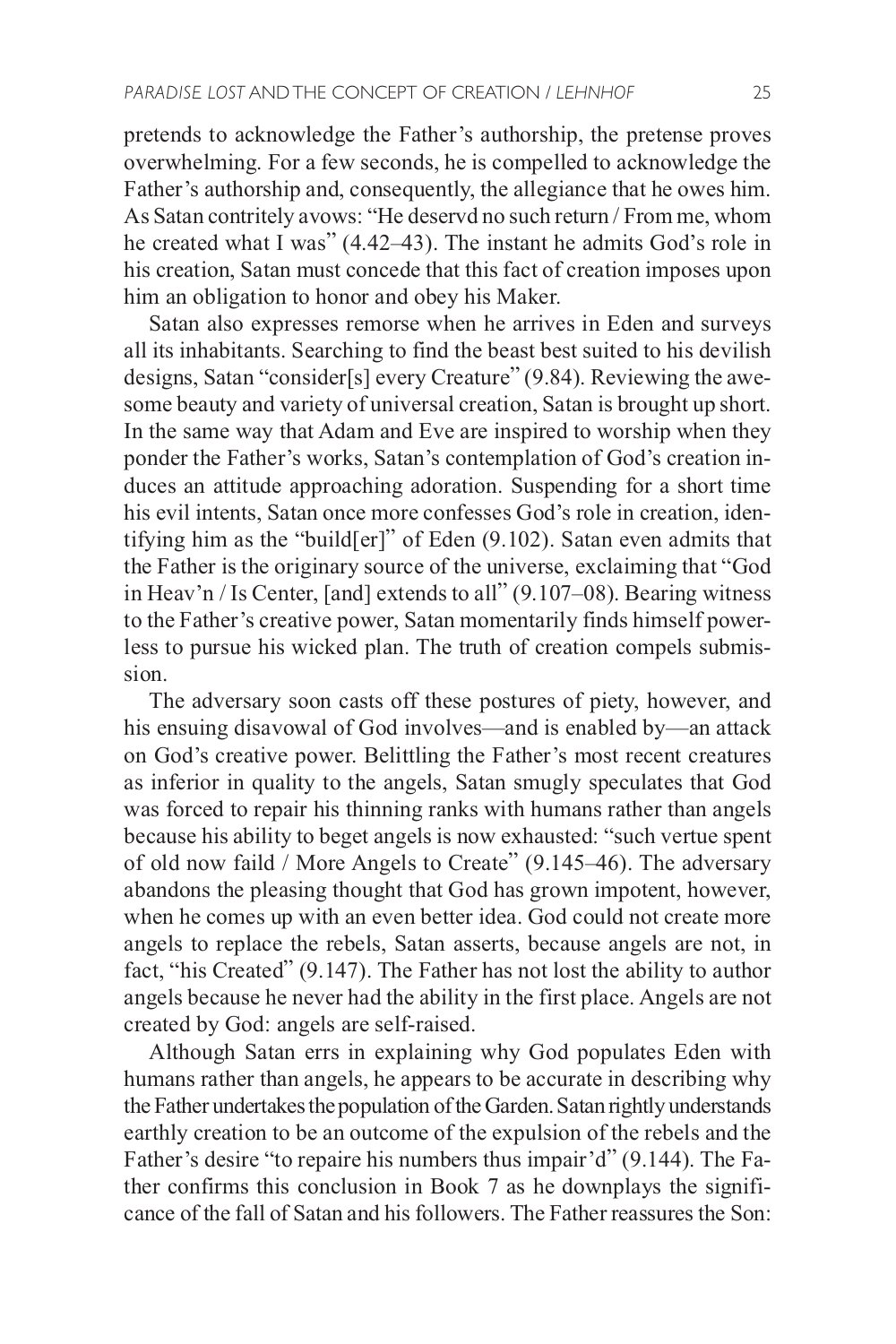pretends to acknowledge the Father's authorship, the pretense proves overwhelming. For a few seconds, he is compelled to acknowledge the Father's authorship and, consequently, the allegiance that he owes him. As Satan contritely avows: "He deservd no such return / From me, whom he created what I was" (4.42–43). The instant he admits God's role in his creation, Satan must concede that this fact of creation imposes upon him an obligation to honor and obey his Maker.

Satan also expresses remorse when he arrives in Eden and surveys all its inhabitants. Searching to find the beast best suited to his devilish designs, Satan "consider[s] every Creature" (9.84). Reviewing the awesome beauty and variety of universal creation, Satan is brought up short. In the same way that Adam and Eve are inspired to worship when they ponder the Father's works, Satan's contemplation of God's creation induces an attitude approaching adoration. Suspending for a short time his evil intents, Satan once more confesses God's role in creation, identifying him as the "build[er]" of Eden (9.102). Satan even admits that the Father is the originary source of the universe, exclaiming that "God in Heav'n / Is Center, [and] extends to all" (9.107–08). Bearing witness to the Father's creative power, Satan momentarily finds himself powerless to pursue his wicked plan. The truth of creation compels submission.

The adversary soon casts off these postures of piety, however, and his ensuing disavowal of God involves—and is enabled by—an attack on God's creative power. Belittling the Father's most recent creatures as inferior in quality to the angels, Satan smugly speculates that God was forced to repair his thinning ranks with humans rather than angels because his ability to beget angels is now exhausted: "such vertue spent of old now faild / More Angels to Create" (9.145–46). The adversary abandons the pleasing thought that God has grown impotent, however, when he comes up with an even better idea. God could not create more angels to replace the rebels, Satan asserts, because angels are not, in fact, "his Created" (9.147). The Father has not lost the ability to author angels because he never had the ability in the first place. Angels are not created by God: angels are self-raised.

Although Satan errs in explaining why God populates Eden with humans rather than angels, he appears to be accurate in describing why the Father undertakes the population of the Garden. Satan rightly understands earthly creation to be an outcome of the expulsion of the rebels and the Father's desire "to repaire his numbers thus impair'd" (9.144). The Father confirms this conclusion in Book 7 as he downplays the significance of the fall of Satan and his followers. The Father reassures the Son: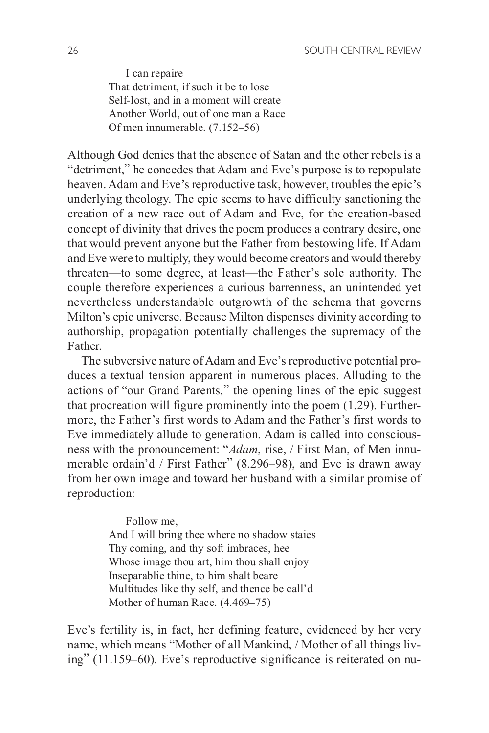> I can repaire
> That detriment, if such it be to lose
> Self-lost, and in a moment will create
> Another World, out of one man a Race
> Of men innumerable. (7.152–56)

Although God denies that the absence of Satan and the other rebels is a "detriment," he concedes that Adam and Eve's purpose is to repopulate heaven. Adam and Eve's reproductive task, however, troubles the epic's underlying theology. The epic seems to have difficulty sanctioning the creation of a new race out of Adam and Eve, for the creation-based concept of divinity that drives the poem produces a contrary desire, one that would prevent anyone but the Father from bestowing life. If Adam and Eve were to multiply, they would become creators and would thereby threaten—to some degree, at least—the Father's sole authority. The couple therefore experiences a curious barrenness, an unintended yet nevertheless understandable outgrowth of the schema that governs Milton's epic universe. Because Milton dispenses divinity according to authorship, propagation potentially challenges the supremacy of the Father.

The subversive nature of Adam and Eve's reproductive potential produces a textual tension apparent in numerous places. Alluding to the actions of "our Grand Parents," the opening lines of the epic suggest that procreation will figure prominently into the poem (1.29). Furthermore, the Father's first words to Adam and the Father's first words to Eve immediately allude to generation. Adam is called into consciousness with the pronouncement: "*Adam*, rise, / First Man, of Men innumerable ordain'd / First Father" (8.296–98), and Eve is drawn away from her own image and toward her husband with a similar promise of reproduction:

> Follow me,
> And I will bring thee where no shadow staies
> Thy coming, and thy soft imbraces, hee
> Whose image thou art, him thou shall enjoy
> Inseparablie thine, to him shalt beare
> Multitudes like thy self, and thence be call'd
> Mother of human Race. (4.469–75)

Eve's fertility is, in fact, her defining feature, evidenced by her very name, which means "Mother of all Mankind, / Mother of all things living" (11.159–60). Eve's reproductive significance is reiterated on nu-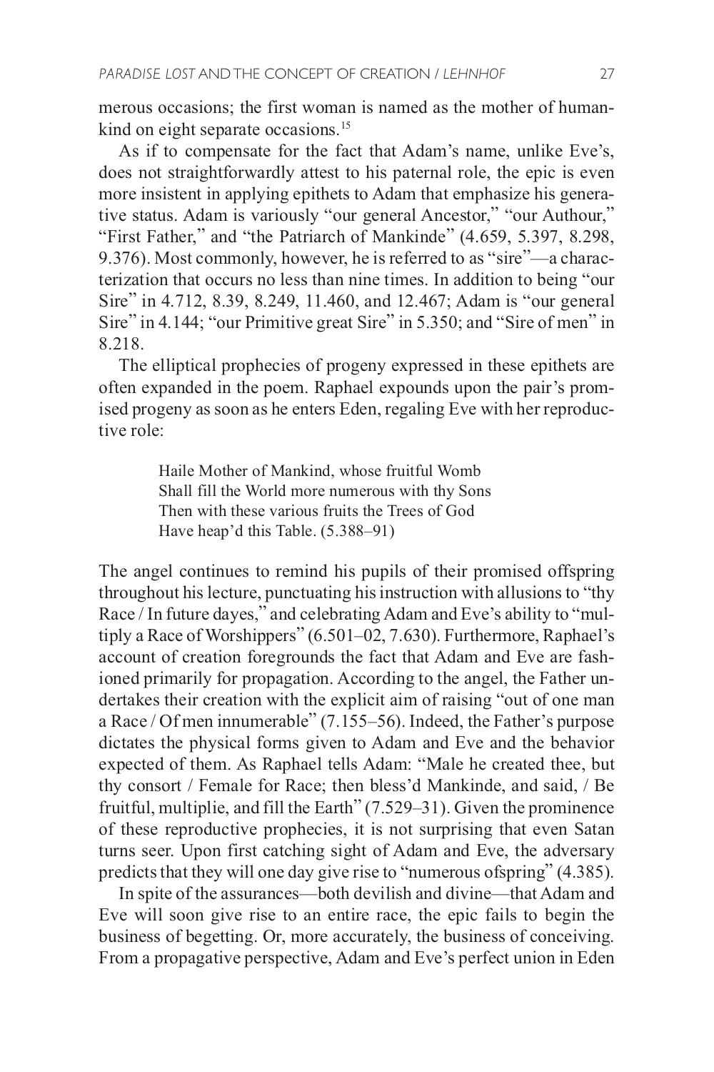merous occasions; the first woman is named as the mother of humankind on eight separate occasions.[15]

As if to compensate for the fact that Adam's name, unlike Eve's, does not straightforwardly attest to his paternal role, the epic is even more insistent in applying epithets to Adam that emphasize his generative status. Adam is variously "our general Ancestor," "our Authour," "First Father," and "the Patriarch of Mankinde" (4.659, 5.397, 8.298, 9.376). Most commonly, however, he is referred to as "sire"—a characterization that occurs no less than nine times. In addition to being "our Sire" in 4.712, 8.39, 8.249, 11.460, and 12.467; Adam is "our general Sire" in 4.144; "our Primitive great Sire" in 5.350; and "Sire of men" in 8.218.

The elliptical prophecies of progeny expressed in these epithets are often expanded in the poem. Raphael expounds upon the pair's promised progeny as soon as he enters Eden, regaling Eve with her reproductive role:

> Haile Mother of Mankind, whose fruitful Womb
> Shall fill the World more numerous with thy Sons
> Then with these various fruits the Trees of God
> Have heap'd this Table. (5.388–91)

The angel continues to remind his pupils of their promised offspring throughout his lecture, punctuating his instruction with allusions to "thy Race / In future dayes," and celebrating Adam and Eve's ability to "multiply a Race of Worshippers" (6.501–02, 7.630). Furthermore, Raphael's account of creation foregrounds the fact that Adam and Eve are fashioned primarily for propagation. According to the angel, the Father undertakes their creation with the explicit aim of raising "out of one man a Race / Of men innumerable" (7.155–56). Indeed, the Father's purpose dictates the physical forms given to Adam and Eve and the behavior expected of them. As Raphael tells Adam: "Male he created thee, but thy consort / Female for Race; then bless'd Mankinde, and said, / Be fruitful, multiplie, and fill the Earth" (7.529–31). Given the prominence of these reproductive prophecies, it is not surprising that even Satan turns seer. Upon first catching sight of Adam and Eve, the adversary predicts that they will one day give rise to "numerous ofspring" (4.385).

In spite of the assurances—both devilish and divine—that Adam and Eve will soon give rise to an entire race, the epic fails to begin the business of begetting. Or, more accurately, the business of conceiving. From a propagative perspective, Adam and Eve's perfect union in Eden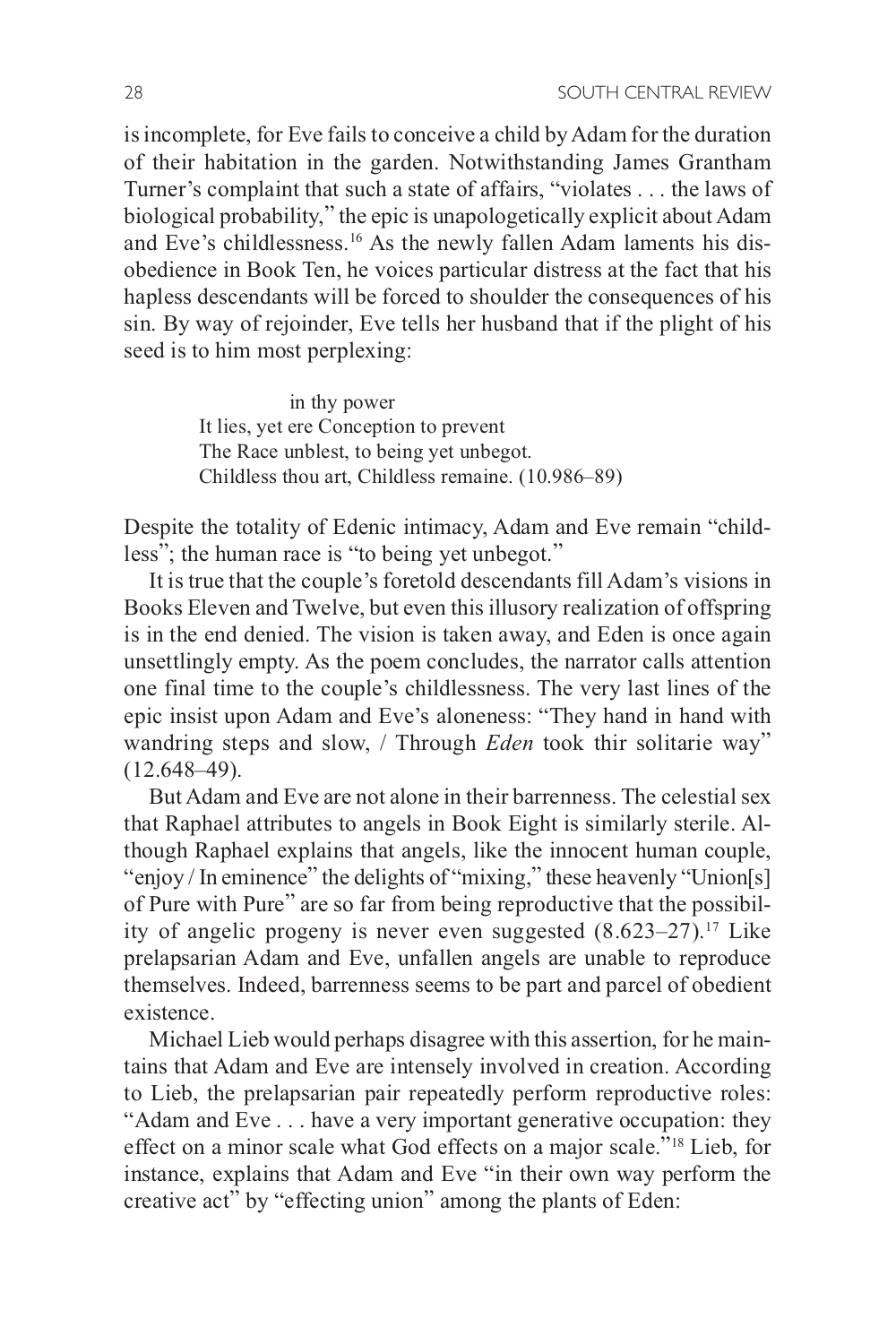is incomplete, for Eve fails to conceive a child by Adam for the duration of their habitation in the garden. Notwithstanding James Grantham Turner's complaint that such a state of affairs, "violates . . . the laws of biological probability," the epic is unapologetically explicit about Adam and Eve's childlessness.[16] As the newly fallen Adam laments his disobedience in Book Ten, he voices particular distress at the fact that his hapless descendants will be forced to shoulder the consequences of his sin. By way of rejoinder, Eve tells her husband that if the plight of his seed is to him most perplexing:

> in thy power
> It lies, yet ere Conception to prevent
> The Race unblest, to being yet unbegot.
> Childless thou art, Childless remaine. (10.986–89)

Despite the totality of Edenic intimacy, Adam and Eve remain "childless"; the human race is "to being yet unbegot."

It is true that the couple's foretold descendants fill Adam's visions in Books Eleven and Twelve, but even this illusory realization of offspring is in the end denied. The vision is taken away, and Eden is once again unsettlingly empty. As the poem concludes, the narrator calls attention one final time to the couple's childlessness. The very last lines of the epic insist upon Adam and Eve's aloneness: "They hand in hand with wandring steps and slow, / Through *Eden* took thir solitarie way" (12.648–49).

But Adam and Eve are not alone in their barrenness. The celestial sex that Raphael attributes to angels in Book Eight is similarly sterile. Although Raphael explains that angels, like the innocent human couple, "enjoy / In eminence" the delights of "mixing," these heavenly "Union[s] of Pure with Pure" are so far from being reproductive that the possibility of angelic progeny is never even suggested (8.623–27).[17] Like prelapsarian Adam and Eve, unfallen angels are unable to reproduce themselves. Indeed, barrenness seems to be part and parcel of obedient existence.

Michael Lieb would perhaps disagree with this assertion, for he maintains that Adam and Eve are intensely involved in creation. According to Lieb, the prelapsarian pair repeatedly perform reproductive roles: "Adam and Eve . . . have a very important generative occupation: they effect on a minor scale what God effects on a major scale."[18] Lieb, for instance, explains that Adam and Eve "in their own way perform the creative act" by "effecting union" among the plants of Eden: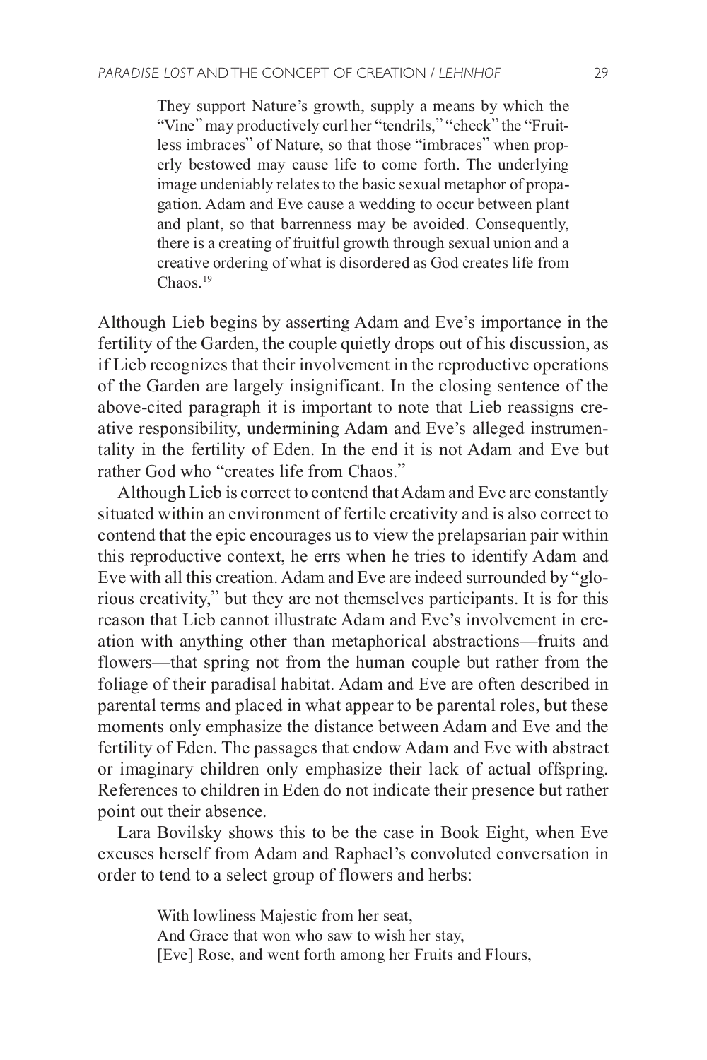> They support Nature's growth, supply a means by which the "Vine" may productively curl her "tendrils," "check" the "Fruitless imbraces" of Nature, so that those "imbraces" when properly bestowed may cause life to come forth. The underlying image undeniably relates to the basic sexual metaphor of propagation. Adam and Eve cause a wedding to occur between plant and plant, so that barrenness may be avoided. Consequently, there is a creating of fruitful growth through sexual union and a creative ordering of what is disordered as God creates life from Chaos.[19]

Although Lieb begins by asserting Adam and Eve's importance in the fertility of the Garden, the couple quietly drops out of his discussion, as if Lieb recognizes that their involvement in the reproductive operations of the Garden are largely insignificant. In the closing sentence of the above-cited paragraph it is important to note that Lieb reassigns creative responsibility, undermining Adam and Eve's alleged instrumentality in the fertility of Eden. In the end it is not Adam and Eve but rather God who "creates life from Chaos."

Although Lieb is correct to contend that Adam and Eve are constantly situated within an environment of fertile creativity and is also correct to contend that the epic encourages us to view the prelapsarian pair within this reproductive context, he errs when he tries to identify Adam and Eve with all this creation. Adam and Eve are indeed surrounded by "glorious creativity," but they are not themselves participants. It is for this reason that Lieb cannot illustrate Adam and Eve's involvement in creation with anything other than metaphorical abstractions—fruits and flowers—that spring not from the human couple but rather from the foliage of their paradisal habitat. Adam and Eve are often described in parental terms and placed in what appear to be parental roles, but these moments only emphasize the distance between Adam and Eve and the fertility of Eden. The passages that endow Adam and Eve with abstract or imaginary children only emphasize their lack of actual offspring. References to children in Eden do not indicate their presence but rather point out their absence.

Lara Bovilsky shows this to be the case in Book Eight, when Eve excuses herself from Adam and Raphael's convoluted conversation in order to tend to a select group of flowers and herbs:

> With lowliness Majestic from her seat,
> And Grace that won who saw to wish her stay,
> [Eve] Rose, and went forth among her Fruits and Flours,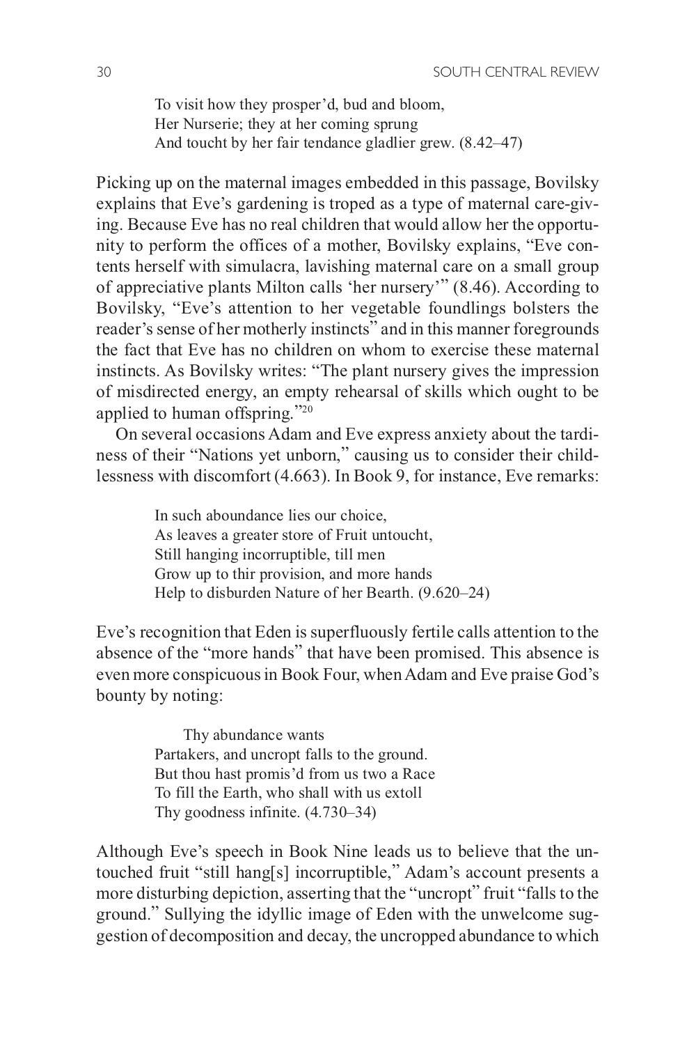> To visit how they prosper'd, bud and bloom,
> Her Nurserie; they at her coming sprung
> And toucht by her fair tendance gladlier grew. (8.42–47)

Picking up on the maternal images embedded in this passage, Bovilsky explains that Eve's gardening is troped as a type of maternal care-giving. Because Eve has no real children that would allow her the opportunity to perform the offices of a mother, Bovilsky explains, "Eve contents herself with simulacra, lavishing maternal care on a small group of appreciative plants Milton calls 'her nursery'" (8.46). According to Bovilsky, "Eve's attention to her vegetable foundlings bolsters the reader's sense of her motherly instincts" and in this manner foregrounds the fact that Eve has no children on whom to exercise these maternal instincts. As Bovilsky writes: "The plant nursery gives the impression of misdirected energy, an empty rehearsal of skills which ought to be applied to human offspring."[20]

On several occasions Adam and Eve express anxiety about the tardiness of their "Nations yet unborn," causing us to consider their childlessness with discomfort (4.663). In Book 9, for instance, Eve remarks:

> In such aboundance lies our choice,
> As leaves a greater store of Fruit untoucht,
> Still hanging incorruptible, till men
> Grow up to thir provision, and more hands
> Help to disburden Nature of her Bearth. (9.620–24)

Eve's recognition that Eden is superfluously fertile calls attention to the absence of the "more hands" that have been promised. This absence is even more conspicuous in Book Four, when Adam and Eve praise God's bounty by noting:

> Thy abundance wants
> Partakers, and uncropt falls to the ground.
> But thou hast promis'd from us two a Race
> To fill the Earth, who shall with us extoll
> Thy goodness infinite. (4.730–34)

Although Eve's speech in Book Nine leads us to believe that the untouched fruit "still hang[s] incorruptible," Adam's account presents a more disturbing depiction, asserting that the "uncropt" fruit "falls to the ground." Sullying the idyllic image of Eden with the unwelcome suggestion of decomposition and decay, the uncropped abundance to which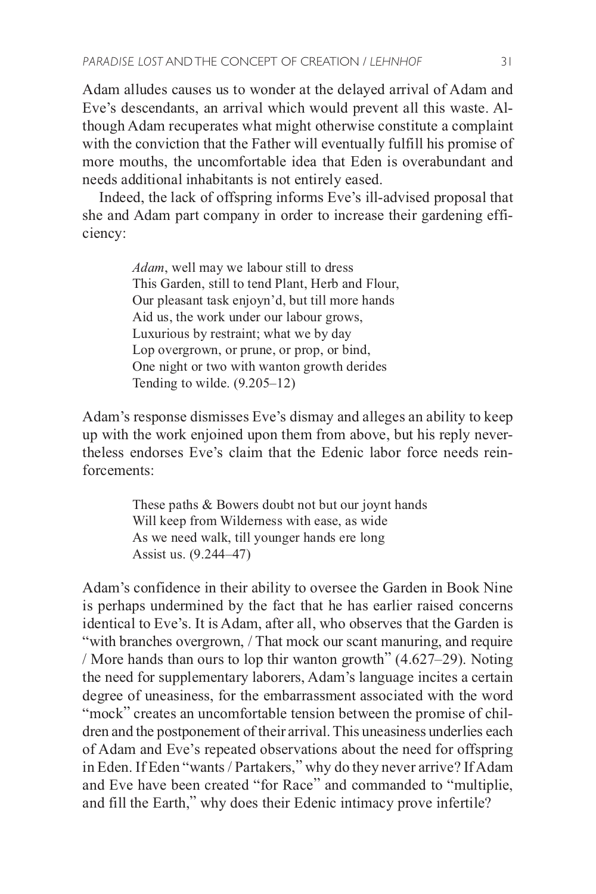Adam alludes causes us to wonder at the delayed arrival of Adam and Eve's descendants, an arrival which would prevent all this waste. Although Adam recuperates what might otherwise constitute a complaint with the conviction that the Father will eventually fulfill his promise of more mouths, the uncomfortable idea that Eden is overabundant and needs additional inhabitants is not entirely eased.

Indeed, the lack of offspring informs Eve's ill-advised proposal that she and Adam part company in order to increase their gardening efficiency:

> *Adam*, well may we labour still to dress
> This Garden, still to tend Plant, Herb and Flour,
> Our pleasant task enjoyn'd, but till more hands
> Aid us, the work under our labour grows,
> Luxurious by restraint; what we by day
> Lop overgrown, or prune, or prop, or bind,
> One night or two with wanton growth derides
> Tending to wilde. (9.205–12)

Adam's response dismisses Eve's dismay and alleges an ability to keep up with the work enjoined upon them from above, but his reply nevertheless endorses Eve's claim that the Edenic labor force needs reinforcements:

> These paths & Bowers doubt not but our joynt hands
> Will keep from Wilderness with ease, as wide
> As we need walk, till younger hands ere long
> Assist us. (9.244–47)

Adam's confidence in their ability to oversee the Garden in Book Nine is perhaps undermined by the fact that he has earlier raised concerns identical to Eve's. It is Adam, after all, who observes that the Garden is "with branches overgrown, / That mock our scant manuring, and require / More hands than ours to lop thir wanton growth" (4.627–29). Noting the need for supplementary laborers, Adam's language incites a certain degree of uneasiness, for the embarrassment associated with the word "mock" creates an uncomfortable tension between the promise of children and the postponement of their arrival. This uneasiness underlies each of Adam and Eve's repeated observations about the need for offspring in Eden. If Eden "wants / Partakers," why do they never arrive? If Adam and Eve have been created "for Race" and commanded to "multiplie, and fill the Earth," why does their Edenic intimacy prove infertile?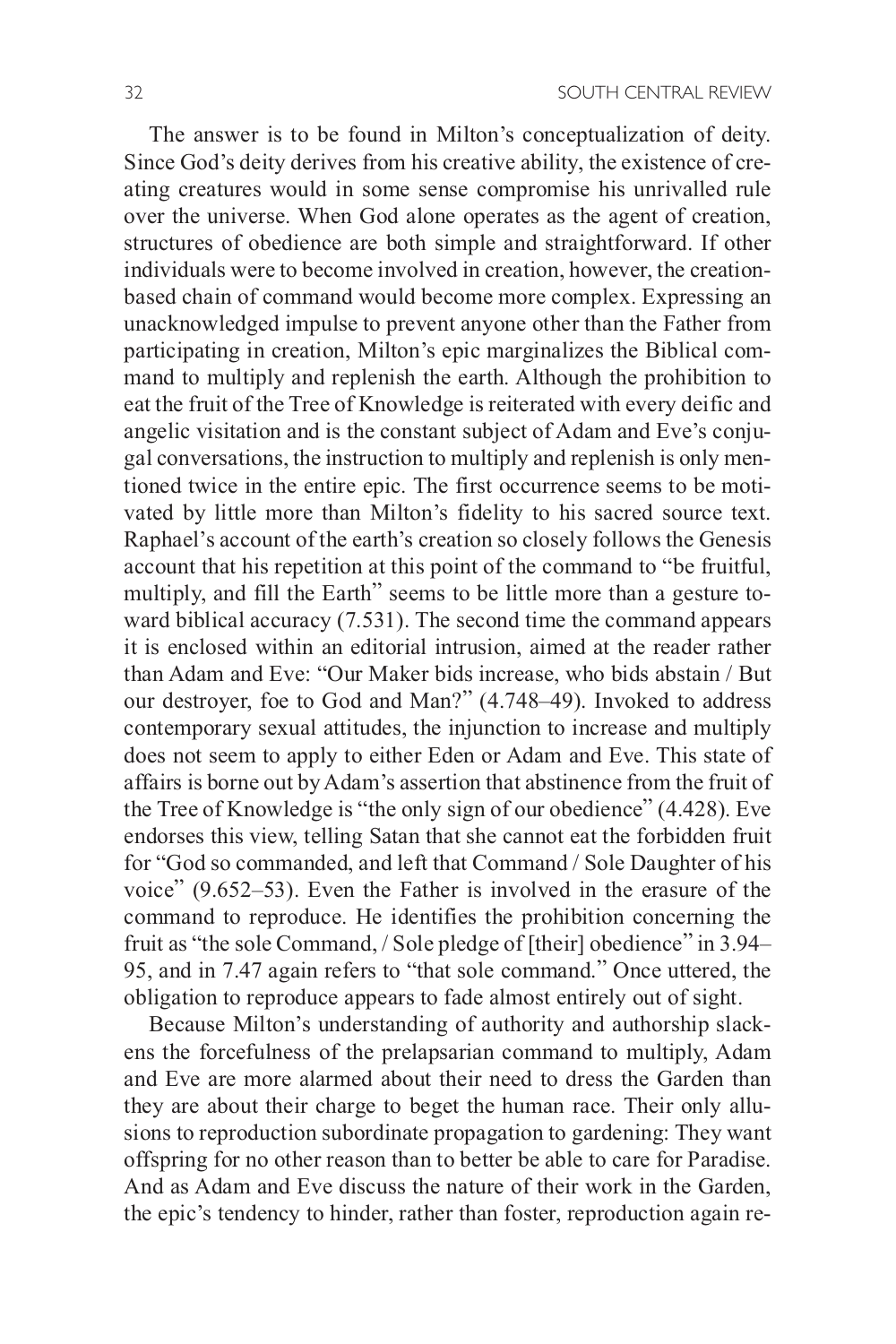The answer is to be found in Milton's conceptualization of deity. Since God's deity derives from his creative ability, the existence of creating creatures would in some sense compromise his unrivalled rule over the universe. When God alone operates as the agent of creation, structures of obedience are both simple and straightforward. If other individuals were to become involved in creation, however, the creation-based chain of command would become more complex. Expressing an unacknowledged impulse to prevent anyone other than the Father from participating in creation, Milton's epic marginalizes the Biblical command to multiply and replenish the earth. Although the prohibition to eat the fruit of the Tree of Knowledge is reiterated with every deific and angelic visitation and is the constant subject of Adam and Eve's conjugal conversations, the instruction to multiply and replenish is only mentioned twice in the entire epic. The first occurrence seems to be motivated by little more than Milton's fidelity to his sacred source text. Raphael's account of the earth's creation so closely follows the Genesis account that his repetition at this point of the command to "be fruitful, multiply, and fill the Earth" seems to be little more than a gesture toward biblical accuracy (7.531). The second time the command appears it is enclosed within an editorial intrusion, aimed at the reader rather than Adam and Eve: "Our Maker bids increase, who bids abstain / But our destroyer, foe to God and Man?" (4.748–49). Invoked to address contemporary sexual attitudes, the injunction to increase and multiply does not seem to apply to either Eden or Adam and Eve. This state of affairs is borne out by Adam's assertion that abstinence from the fruit of the Tree of Knowledge is "the only sign of our obedience" (4.428). Eve endorses this view, telling Satan that she cannot eat the forbidden fruit for "God so commanded, and left that Command / Sole Daughter of his voice" (9.652–53). Even the Father is involved in the erasure of the command to reproduce. He identifies the prohibition concerning the fruit as "the sole Command, / Sole pledge of [their] obedience" in 3.94–95, and in 7.47 again refers to "that sole command." Once uttered, the obligation to reproduce appears to fade almost entirely out of sight.

Because Milton's understanding of authority and authorship slackens the forcefulness of the prelapsarian command to multiply, Adam and Eve are more alarmed about their need to dress the Garden than they are about their charge to beget the human race. Their only allusions to reproduction subordinate propagation to gardening: They want offspring for no other reason than to better be able to care for Paradise. And as Adam and Eve discuss the nature of their work in the Garden, the epic's tendency to hinder, rather than foster, reproduction again re-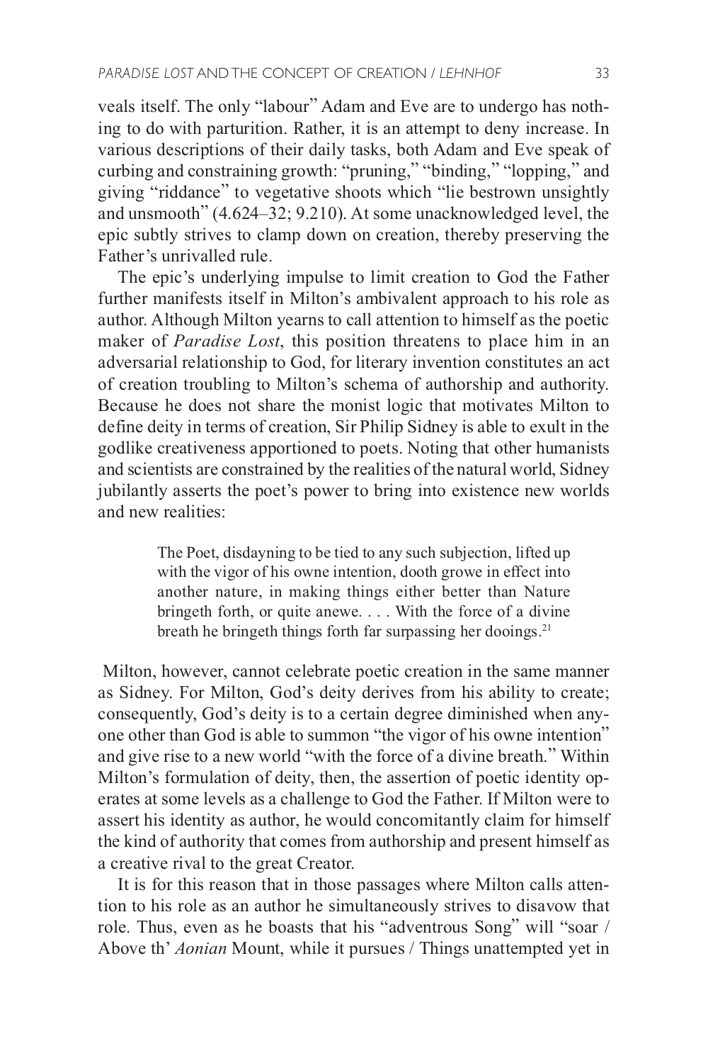veals itself. The only "labour" Adam and Eve are to undergo has nothing to do with parturition. Rather, it is an attempt to deny increase. In various descriptions of their daily tasks, both Adam and Eve speak of curbing and constraining growth: "pruning," "binding," "lopping," and giving "riddance" to vegetative shoots which "lie bestrown unsightly and unsmooth" (4.624–32; 9.210). At some unacknowledged level, the epic subtly strives to clamp down on creation, thereby preserving the Father's unrivalled rule.

The epic's underlying impulse to limit creation to God the Father further manifests itself in Milton's ambivalent approach to his role as author. Although Milton yearns to call attention to himself as the poetic maker of *Paradise Lost*, this position threatens to place him in an adversarial relationship to God, for literary invention constitutes an act of creation troubling to Milton's schema of authorship and authority. Because he does not share the monist logic that motivates Milton to define deity in terms of creation, Sir Philip Sidney is able to exult in the godlike creativeness apportioned to poets. Noting that other humanists and scientists are constrained by the realities of the natural world, Sidney jubilantly asserts the poet's power to bring into existence new worlds and new realities:

> The Poet, disdayning to be tied to any such subjection, lifted up with the vigor of his owne intention, dooth growe in effect into another nature, in making things either better than Nature bringeth forth, or quite anewe. . . . With the force of a divine breath he bringeth things forth far surpassing her dooings.[21]

Milton, however, cannot celebrate poetic creation in the same manner as Sidney. For Milton, God's deity derives from his ability to create; consequently, God's deity is to a certain degree diminished when anyone other than God is able to summon "the vigor of his owne intention" and give rise to a new world "with the force of a divine breath." Within Milton's formulation of deity, then, the assertion of poetic identity operates at some levels as a challenge to God the Father. If Milton were to assert his identity as author, he would concomitantly claim for himself the kind of authority that comes from authorship and present himself as a creative rival to the great Creator.

It is for this reason that in those passages where Milton calls attention to his role as an author he simultaneously strives to disavow that role. Thus, even as he boasts that his "adventrous Song" will "soar / Above th' *Aonian* Mount, while it pursues / Things unattempted yet in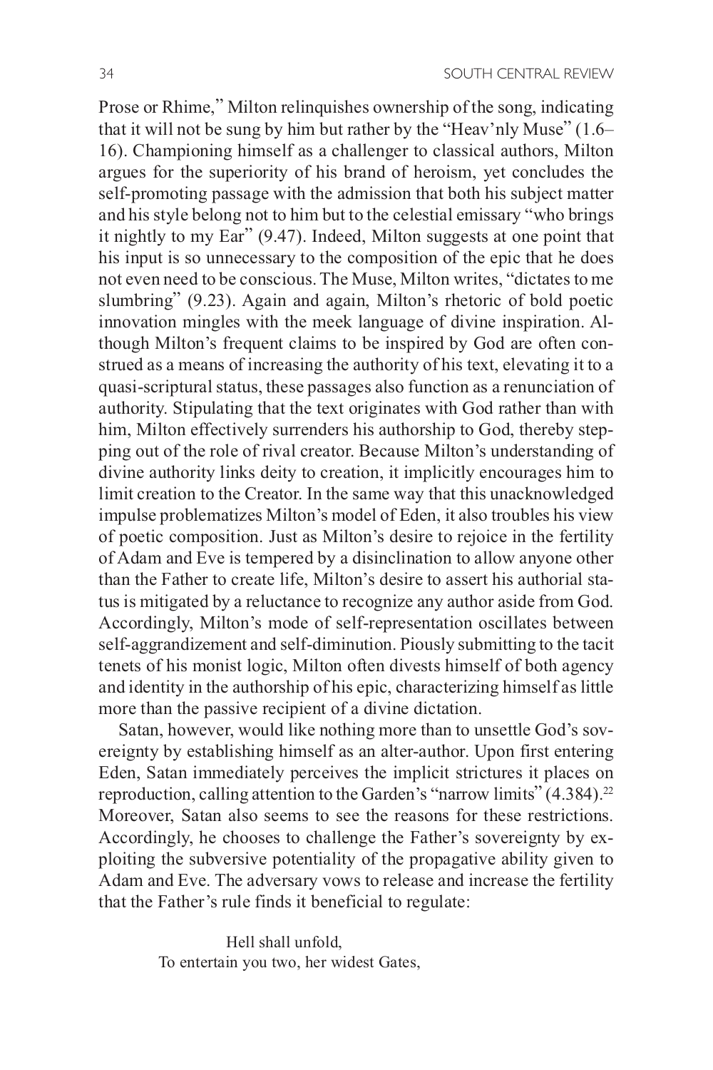Prose or Rhime," Milton relinquishes ownership of the song, indicating that it will not be sung by him but rather by the "Heav'nly Muse" (1.6–16). Championing himself as a challenger to classical authors, Milton argues for the superiority of his brand of heroism, yet concludes the self-promoting passage with the admission that both his subject matter and his style belong not to him but to the celestial emissary "who brings it nightly to my Ear" (9.47). Indeed, Milton suggests at one point that his input is so unnecessary to the composition of the epic that he does not even need to be conscious. The Muse, Milton writes, "dictates to me slumbring" (9.23). Again and again, Milton's rhetoric of bold poetic innovation mingles with the meek language of divine inspiration. Although Milton's frequent claims to be inspired by God are often construed as a means of increasing the authority of his text, elevating it to a quasi-scriptural status, these passages also function as a renunciation of authority. Stipulating that the text originates with God rather than with him, Milton effectively surrenders his authorship to God, thereby stepping out of the role of rival creator. Because Milton's understanding of divine authority links deity to creation, it implicitly encourages him to limit creation to the Creator. In the same way that this unacknowledged impulse problematizes Milton's model of Eden, it also troubles his view of poetic composition. Just as Milton's desire to rejoice in the fertility of Adam and Eve is tempered by a disinclination to allow anyone other than the Father to create life, Milton's desire to assert his authorial status is mitigated by a reluctance to recognize any author aside from God. Accordingly, Milton's mode of self-representation oscillates between self-aggrandizement and self-diminution. Piously submitting to the tacit tenets of his monist logic, Milton often divests himself of both agency and identity in the authorship of his epic, characterizing himself as little more than the passive recipient of a divine dictation.

Satan, however, would like nothing more than to unsettle God's sovereignty by establishing himself as an alter-author. Upon first entering Eden, Satan immediately perceives the implicit strictures it places on reproduction, calling attention to the Garden's "narrow limits" (4.384).[22] Moreover, Satan also seems to see the reasons for these restrictions. Accordingly, he chooses to challenge the Father's sovereignty by exploiting the subversive potentiality of the propagative ability given to Adam and Eve. The adversary vows to release and increase the fertility that the Father's rule finds it beneficial to regulate:

> Hell shall unfold,
> To entertain you two, her widest Gates,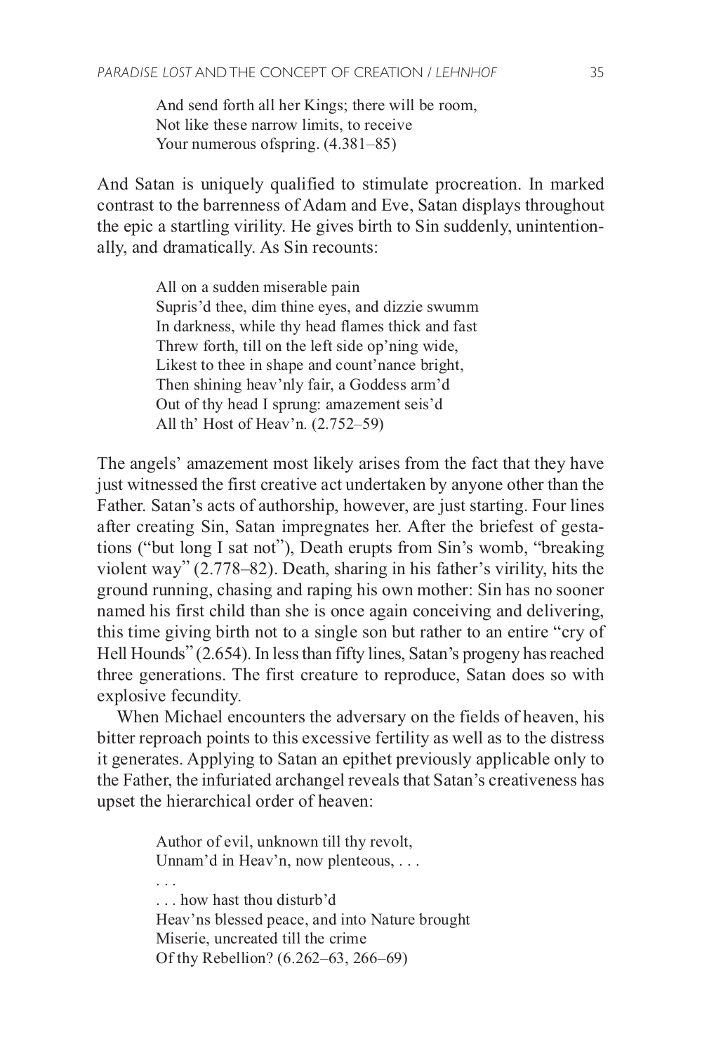> And send forth all her Kings; there will be room,
> Not like these narrow limits, to receive
> Your numerous ofspring. (4.381–85)

And Satan is uniquely qualified to stimulate procreation. In marked contrast to the barrenness of Adam and Eve, Satan displays throughout the epic a startling virility. He gives birth to Sin suddenly, unintentionally, and dramatically. As Sin recounts:

> All on a sudden miserable pain
> Supris'd thee, dim thine eyes, and dizzie swumm
> In darkness, while thy head flames thick and fast
> Threw forth, till on the left side op'ning wide,
> Likest to thee in shape and count'nance bright,
> Then shining heav'nly fair, a Goddess arm'd
> Out of thy head I sprung: amazement seis'd
> All th' Host of Heav'n. (2.752–59)

The angels' amazement most likely arises from the fact that they have just witnessed the first creative act undertaken by anyone other than the Father. Satan's acts of authorship, however, are just starting. Four lines after creating Sin, Satan impregnates her. After the briefest of gestations ("but long I sat not"), Death erupts from Sin's womb, "breaking violent way" (2.778–82). Death, sharing in his father's virility, hits the ground running, chasing and raping his own mother: Sin has no sooner named his first child than she is once again conceiving and delivering, this time giving birth not to a single son but rather to an entire "cry of Hell Hounds" (2.654). In less than fifty lines, Satan's progeny has reached three generations. The first creature to reproduce, Satan does so with explosive fecundity.

When Michael encounters the adversary on the fields of heaven, his bitter reproach points to this excessive fertility as well as to the distress it generates. Applying to Satan an epithet previously applicable only to the Father, the infuriated archangel reveals that Satan's creativeness has upset the hierarchical order of heaven:

> Author of evil, unknown till thy revolt,
> Unnam'd in Heav'n, now plenteous, . . .
> . . .
> . . . how hast thou disturb'd
> Heav'ns blessed peace, and into Nature brought
> Miserie, uncreated till the crime
> Of thy Rebellion? (6.262–63, 266–69)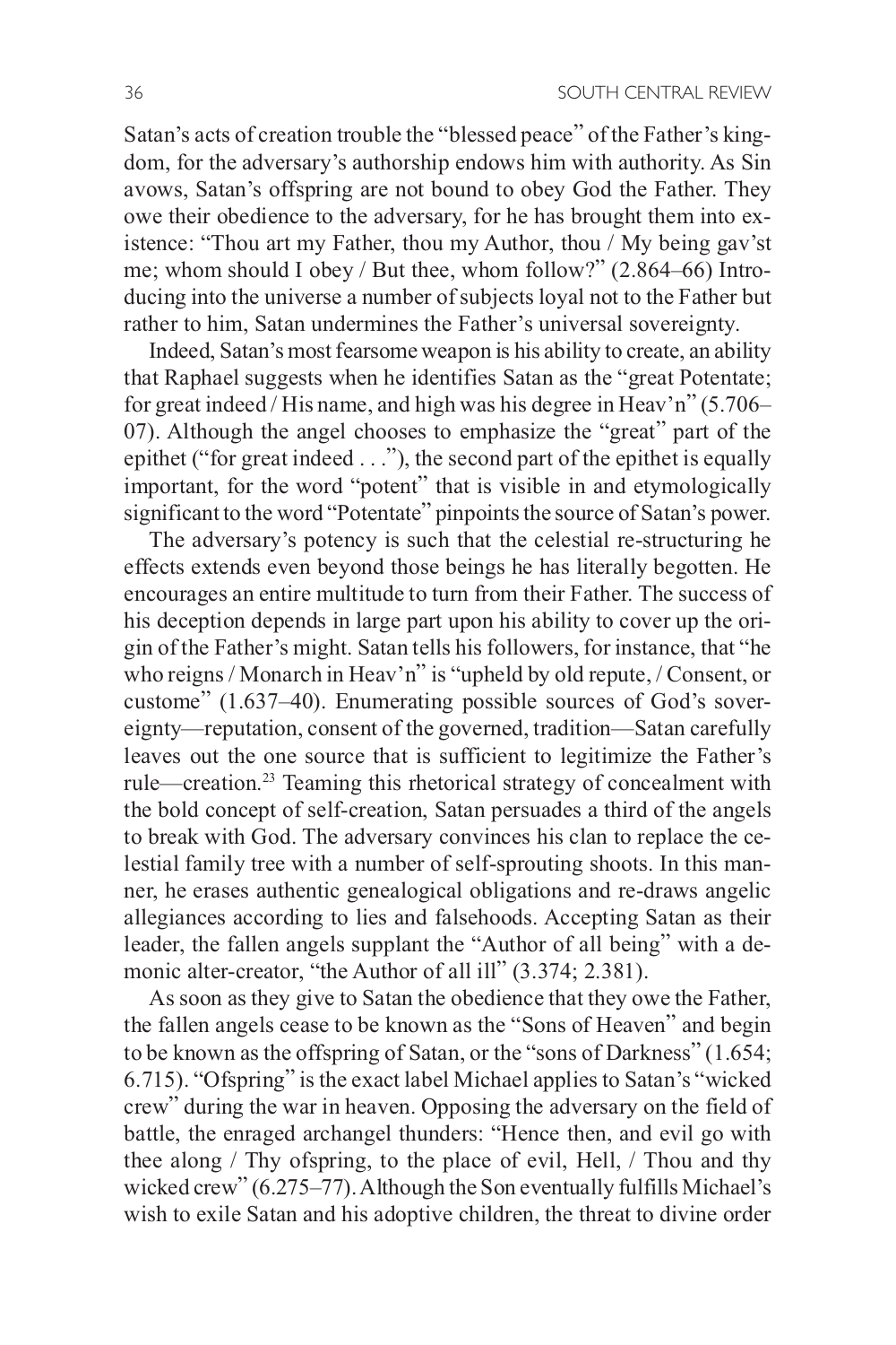Satan's acts of creation trouble the "blessed peace" of the Father's kingdom, for the adversary's authorship endows him with authority. As Sin avows, Satan's offspring are not bound to obey God the Father. They owe their obedience to the adversary, for he has brought them into existence: "Thou art my Father, thou my Author, thou / My being gav'st me; whom should I obey / But thee, whom follow?" (2.864–66) Introducing into the universe a number of subjects loyal not to the Father but rather to him, Satan undermines the Father's universal sovereignty.

Indeed, Satan's most fearsome weapon is his ability to create, an ability that Raphael suggests when he identifies Satan as the "great Potentate; for great indeed / His name, and high was his degree in Heav'n" (5.706–07). Although the angel chooses to emphasize the "great" part of the epithet ("for great indeed . . ."), the second part of the epithet is equally important, for the word "potent" that is visible in and etymologically significant to the word "Potentate" pinpoints the source of Satan's power.

The adversary's potency is such that the celestial re-structuring he effects extends even beyond those beings he has literally begotten. He encourages an entire multitude to turn from their Father. The success of his deception depends in large part upon his ability to cover up the origin of the Father's might. Satan tells his followers, for instance, that "he who reigns / Monarch in Heav'n" is "upheld by old repute, / Consent, or custome" (1.637–40). Enumerating possible sources of God's sovereignty—reputation, consent of the governed, tradition—Satan carefully leaves out the one source that is sufficient to legitimize the Father's rule—creation.[23] Teaming this rhetorical strategy of concealment with the bold concept of self-creation, Satan persuades a third of the angels to break with God. The adversary convinces his clan to replace the celestial family tree with a number of self-sprouting shoots. In this manner, he erases authentic genealogical obligations and re-draws angelic allegiances according to lies and falsehoods. Accepting Satan as their leader, the fallen angels supplant the "Author of all being" with a demonic alter-creator, "the Author of all ill" (3.374; 2.381).

As soon as they give to Satan the obedience that they owe the Father, the fallen angels cease to be known as the "Sons of Heaven" and begin to be known as the offspring of Satan, or the "sons of Darkness" (1.654; 6.715). "Ofspring" is the exact label Michael applies to Satan's "wicked crew" during the war in heaven. Opposing the adversary on the field of battle, the enraged archangel thunders: "Hence then, and evil go with thee along / Thy ofspring, to the place of evil, Hell, / Thou and thy wicked crew" (6.275–77). Although the Son eventually fulfills Michael's wish to exile Satan and his adoptive children, the threat to divine order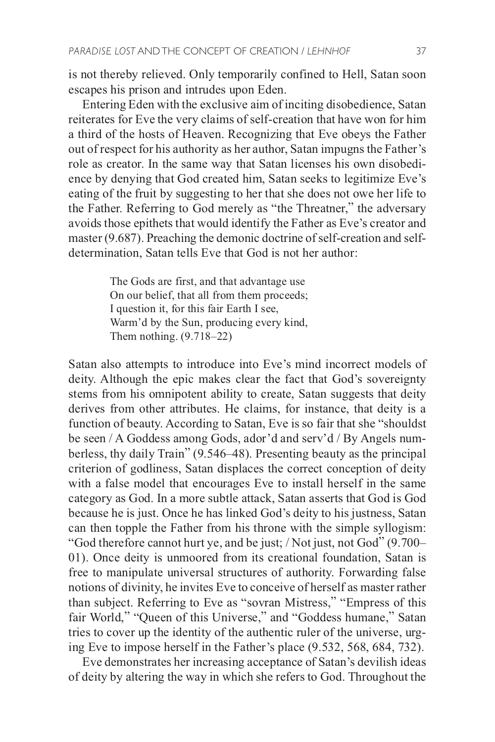is not thereby relieved. Only temporarily confined to Hell, Satan soon escapes his prison and intrudes upon Eden.

Entering Eden with the exclusive aim of inciting disobedience, Satan reiterates for Eve the very claims of self-creation that have won for him a third of the hosts of Heaven. Recognizing that Eve obeys the Father out of respect for his authority as her author, Satan impugns the Father's role as creator. In the same way that Satan licenses his own disobedience by denying that God created him, Satan seeks to legitimize Eve's eating of the fruit by suggesting to her that she does not owe her life to the Father. Referring to God merely as "the Threatner," the adversary avoids those epithets that would identify the Father as Eve's creator and master (9.687). Preaching the demonic doctrine of self-creation and self-determination, Satan tells Eve that God is not her author:

> The Gods are first, and that advantage use
> On our belief, that all from them proceeds;
> I question it, for this fair Earth I see,
> Warm'd by the Sun, producing every kind,
> Them nothing. (9.718–22)

Satan also attempts to introduce into Eve's mind incorrect models of deity. Although the epic makes clear the fact that God's sovereignty stems from his omnipotent ability to create, Satan suggests that deity derives from other attributes. He claims, for instance, that deity is a function of beauty. According to Satan, Eve is so fair that she "shouldst be seen / A Goddess among Gods, ador'd and serv'd / By Angels numberless, thy daily Train" (9.546–48). Presenting beauty as the principal criterion of godliness, Satan displaces the correct conception of deity with a false model that encourages Eve to install herself in the same category as God. In a more subtle attack, Satan asserts that God is God because he is just. Once he has linked God's deity to his justness, Satan can then topple the Father from his throne with the simple syllogism: "God therefore cannot hurt ye, and be just; / Not just, not God" (9.700–01). Once deity is unmoored from its creational foundation, Satan is free to manipulate universal structures of authority. Forwarding false notions of divinity, he invites Eve to conceive of herself as master rather than subject. Referring to Eve as "sovran Mistress," "Empress of this fair World," "Queen of this Universe," and "Goddess humane," Satan tries to cover up the identity of the authentic ruler of the universe, urging Eve to impose herself in the Father's place (9.532, 568, 684, 732).

Eve demonstrates her increasing acceptance of Satan's devilish ideas of deity by altering the way in which she refers to God. Throughout the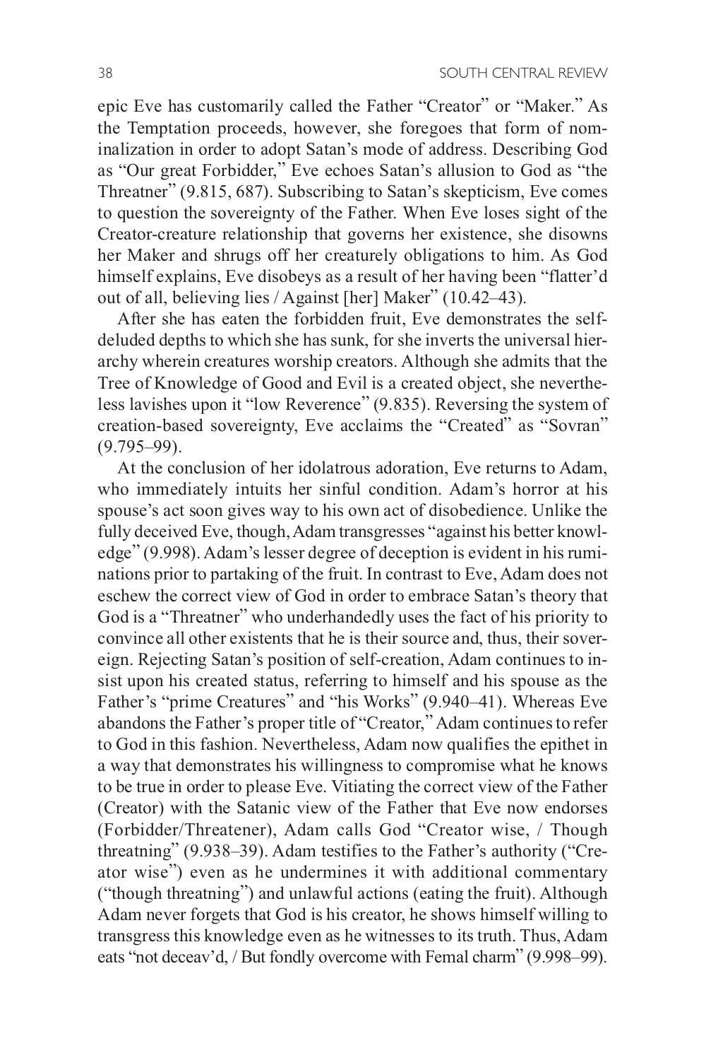epic Eve has customarily called the Father "Creator" or "Maker." As the Temptation proceeds, however, she foregoes that form of nominalization in order to adopt Satan's mode of address. Describing God as "Our great Forbidder," Eve echoes Satan's allusion to God as "the Threatner" (9.815, 687). Subscribing to Satan's skepticism, Eve comes to question the sovereignty of the Father. When Eve loses sight of the Creator-creature relationship that governs her existence, she disowns her Maker and shrugs off her creaturely obligations to him. As God himself explains, Eve disobeys as a result of her having been "flatter'd out of all, believing lies / Against [her] Maker" (10.42–43).

After she has eaten the forbidden fruit, Eve demonstrates the self-deluded depths to which she has sunk, for she inverts the universal hierarchy wherein creatures worship creators. Although she admits that the Tree of Knowledge of Good and Evil is a created object, she nevertheless lavishes upon it "low Reverence" (9.835). Reversing the system of creation-based sovereignty, Eve acclaims the "Created" as "Sovran" (9.795–99).

At the conclusion of her idolatrous adoration, Eve returns to Adam, who immediately intuits her sinful condition. Adam's horror at his spouse's act soon gives way to his own act of disobedience. Unlike the fully deceived Eve, though, Adam transgresses "against his better knowledge" (9.998). Adam's lesser degree of deception is evident in his ruminations prior to partaking of the fruit. In contrast to Eve, Adam does not eschew the correct view of God in order to embrace Satan's theory that God is a "Threatner" who underhandedly uses the fact of his priority to convince all other existents that he is their source and, thus, their sovereign. Rejecting Satan's position of self-creation, Adam continues to insist upon his created status, referring to himself and his spouse as the Father's "prime Creatures" and "his Works" (9.940–41). Whereas Eve abandons the Father's proper title of "Creator," Adam continues to refer to God in this fashion. Nevertheless, Adam now qualifies the epithet in a way that demonstrates his willingness to compromise what he knows to be true in order to please Eve. Vitiating the correct view of the Father (Creator) with the Satanic view of the Father that Eve now endorses (Forbidder/Threatener), Adam calls God "Creator wise, / Though threatning" (9.938–39). Adam testifies to the Father's authority ("Creator wise") even as he undermines it with additional commentary ("though threatning") and unlawful actions (eating the fruit). Although Adam never forgets that God is his creator, he shows himself willing to transgress this knowledge even as he witnesses to its truth. Thus, Adam eats "not deceav'd, / But fondly overcome with Femal charm" (9.998–99).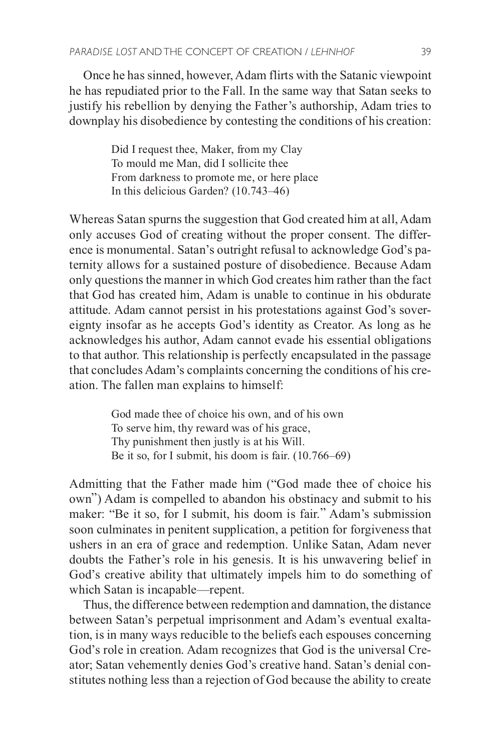Once he has sinned, however, Adam flirts with the Satanic viewpoint he has repudiated prior to the Fall. In the same way that Satan seeks to justify his rebellion by denying the Father's authorship, Adam tries to downplay his disobedience by contesting the conditions of his creation:

> Did I request thee, Maker, from my Clay
> To mould me Man, did I sollicite thee
> From darkness to promote me, or here place
> In this delicious Garden? (10.743–46)

Whereas Satan spurns the suggestion that God created him at all, Adam only accuses God of creating without the proper consent. The difference is monumental. Satan's outright refusal to acknowledge God's paternity allows for a sustained posture of disobedience. Because Adam only questions the manner in which God creates him rather than the fact that God has created him, Adam is unable to continue in his obdurate attitude. Adam cannot persist in his protestations against God's sovereignty insofar as he accepts God's identity as Creator. As long as he acknowledges his author, Adam cannot evade his essential obligations to that author. This relationship is perfectly encapsulated in the passage that concludes Adam's complaints concerning the conditions of his creation. The fallen man explains to himself:

> God made thee of choice his own, and of his own
> To serve him, thy reward was of his grace,
> Thy punishment then justly is at his Will.
> Be it so, for I submit, his doom is fair. (10.766–69)

Admitting that the Father made him ("God made thee of choice his own") Adam is compelled to abandon his obstinacy and submit to his maker: "Be it so, for I submit, his doom is fair." Adam's submission soon culminates in penitent supplication, a petition for forgiveness that ushers in an era of grace and redemption. Unlike Satan, Adam never doubts the Father's role in his genesis. It is his unwavering belief in God's creative ability that ultimately impels him to do something of which Satan is incapable—repent.

Thus, the difference between redemption and damnation, the distance between Satan's perpetual imprisonment and Adam's eventual exaltation, is in many ways reducible to the beliefs each espouses concerning God's role in creation. Adam recognizes that God is the universal Creator; Satan vehemently denies God's creative hand. Satan's denial constitutes nothing less than a rejection of God because the ability to create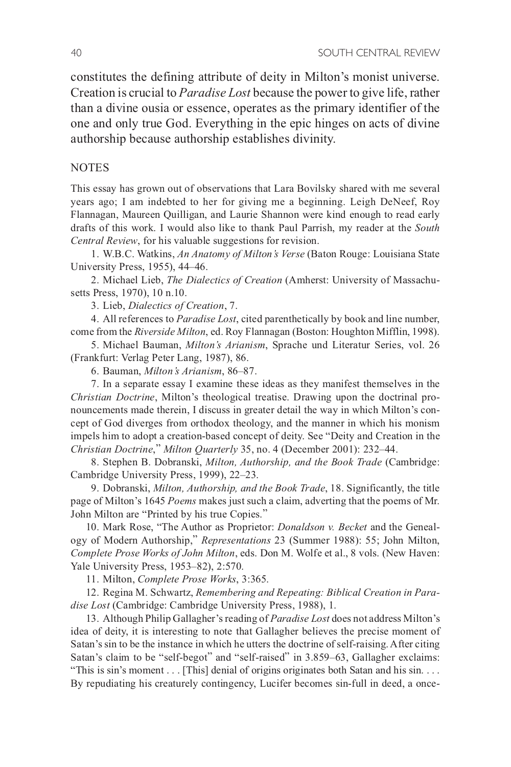constitutes the defining attribute of deity in Milton's monist universe. Creation is crucial to *Paradise Lost* because the power to give life, rather than a divine ousia or essence, operates as the primary identifier of the one and only true God. Everything in the epic hinges on acts of divine authorship because authorship establishes divinity.

## NOTES

This essay has grown out of observations that Lara Bovilsky shared with me several years ago; I am indebted to her for giving me a beginning. Leigh DeNeef, Roy Flannagan, Maureen Quilligan, and Laurie Shannon were kind enough to read early drafts of this work. I would also like to thank Paul Parrish, my reader at the *South Central Review*, for his valuable suggestions for revision.

1. W.B.C. Watkins, *An Anatomy of Milton's Verse* (Baton Rouge: Louisiana State University Press, 1955), 44–46.

2. Michael Lieb, *The Dialectics of Creation* (Amherst: University of Massachusetts Press, 1970), 10 n.10.

3. Lieb, *Dialectics of Creation*, 7.

4. All references to *Paradise Lost*, cited parenthetically by book and line number, come from the *Riverside Milton*, ed. Roy Flannagan (Boston: Houghton Mifflin, 1998).

5. Michael Bauman, *Milton's Arianism*, Sprache und Literatur Series, vol. 26 (Frankfurt: Verlag Peter Lang, 1987), 86.

6. Bauman, *Milton's Arianism*, 86–87.

7. In a separate essay I examine these ideas as they manifest themselves in the *Christian Doctrine*, Milton's theological treatise. Drawing upon the doctrinal pronouncements made therein, I discuss in greater detail the way in which Milton's concept of God diverges from orthodox theology, and the manner in which his monism impels him to adopt a creation-based concept of deity. See "Deity and Creation in the *Christian Doctrine*," *Milton Quarterly* 35, no. 4 (December 2001): 232–44.

8. Stephen B. Dobranski, *Milton, Authorship, and the Book Trade* (Cambridge: Cambridge University Press, 1999), 22–23.

9. Dobranski, *Milton, Authorship, and the Book Trade*, 18. Significantly, the title page of Milton's 1645 *Poems* makes just such a claim, adverting that the poems of Mr. John Milton are "Printed by his true Copies."

10. Mark Rose, "The Author as Proprietor: *Donaldson v. Becket* and the Genealogy of Modern Authorship," *Representations* 23 (Summer 1988): 55; John Milton, *Complete Prose Works of John Milton*, eds. Don M. Wolfe et al., 8 vols. (New Haven: Yale University Press, 1953–82), 2:570.

11. Milton, *Complete Prose Works*, 3:365.

12. Regina M. Schwartz, *Remembering and Repeating: Biblical Creation in Paradise Lost* (Cambridge: Cambridge University Press, 1988), 1.

13. Although Philip Gallagher's reading of *Paradise Lost* does not address Milton's idea of deity, it is interesting to note that Gallagher believes the precise moment of Satan's sin to be the instance in which he utters the doctrine of self-raising. After citing Satan's claim to be "self-begot" and "self-raised" in 3.859–63, Gallagher exclaims: "This is sin's moment . . . [This] denial of origins originates both Satan and his sin. . . . By repudiating his creaturely contingency, Lucifer becomes sin-full in deed, a once-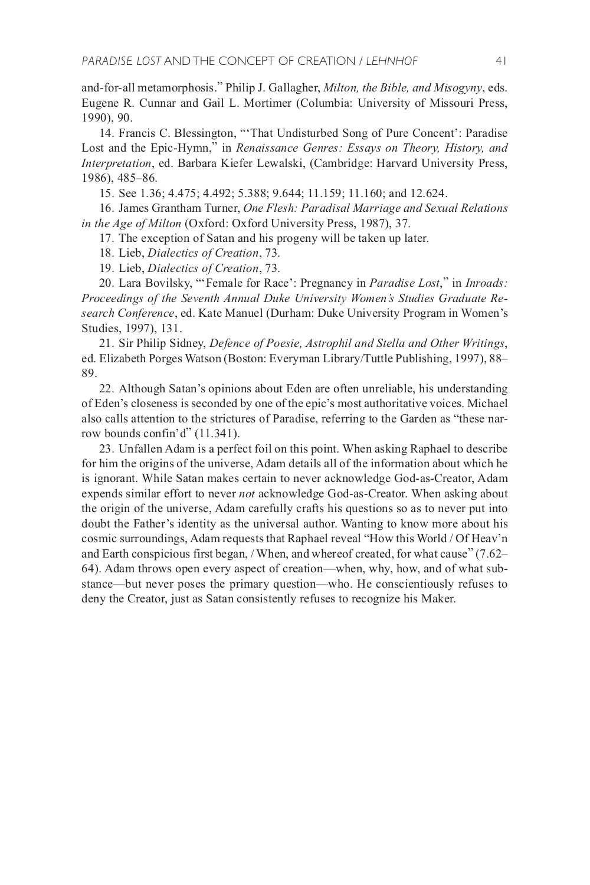and-for-all metamorphosis." Philip J. Gallagher, *Milton, the Bible, and Misogyny*, eds. Eugene R. Cunnar and Gail L. Mortimer (Columbia: University of Missouri Press, 1990), 90.

14. Francis C. Blessington, "'That Undisturbed Song of Pure Concent': Paradise Lost and the Epic-Hymn," in *Renaissance Genres: Essays on Theory, History, and Interpretation*, ed. Barbara Kiefer Lewalski, (Cambridge: Harvard University Press, 1986), 485–86.

15. See 1.36; 4.475; 4.492; 5.388; 9.644; 11.159; 11.160; and 12.624.

16. James Grantham Turner, *One Flesh: Paradisal Marriage and Sexual Relations in the Age of Milton* (Oxford: Oxford University Press, 1987), 37.

17. The exception of Satan and his progeny will be taken up later.

18. Lieb, *Dialectics of Creation*, 73.

19. Lieb, *Dialectics of Creation*, 73.

20. Lara Bovilsky, "'Female for Race': Pregnancy in *Paradise Lost*," in *Inroads: Proceedings of the Seventh Annual Duke University Women's Studies Graduate Research Conference*, ed. Kate Manuel (Durham: Duke University Program in Women's Studies, 1997), 131.

21. Sir Philip Sidney, *Defence of Poesie, Astrophil and Stella and Other Writings*, ed. Elizabeth Porges Watson (Boston: Everyman Library/Tuttle Publishing, 1997), 88–89.

22. Although Satan's opinions about Eden are often unreliable, his understanding of Eden's closeness is seconded by one of the epic's most authoritative voices. Michael also calls attention to the strictures of Paradise, referring to the Garden as "these narrow bounds confin'd" (11.341).

23. Unfallen Adam is a perfect foil on this point. When asking Raphael to describe for him the origins of the universe, Adam details all of the information about which he is ignorant. While Satan makes certain to never acknowledge God-as-Creator, Adam expends similar effort to never *not* acknowledge God-as-Creator. When asking about the origin of the universe, Adam carefully crafts his questions so as to never put into doubt the Father's identity as the universal author. Wanting to know more about his cosmic surroundings, Adam requests that Raphael reveal "How this World / Of Heav'n and Earth conspicious first began, / When, and whereof created, for what cause" (7.62–64). Adam throws open every aspect of creation—when, why, how, and of what substance—but never poses the primary question—who. He conscientiously refuses to deny the Creator, just as Satan consistently refuses to recognize his Maker.